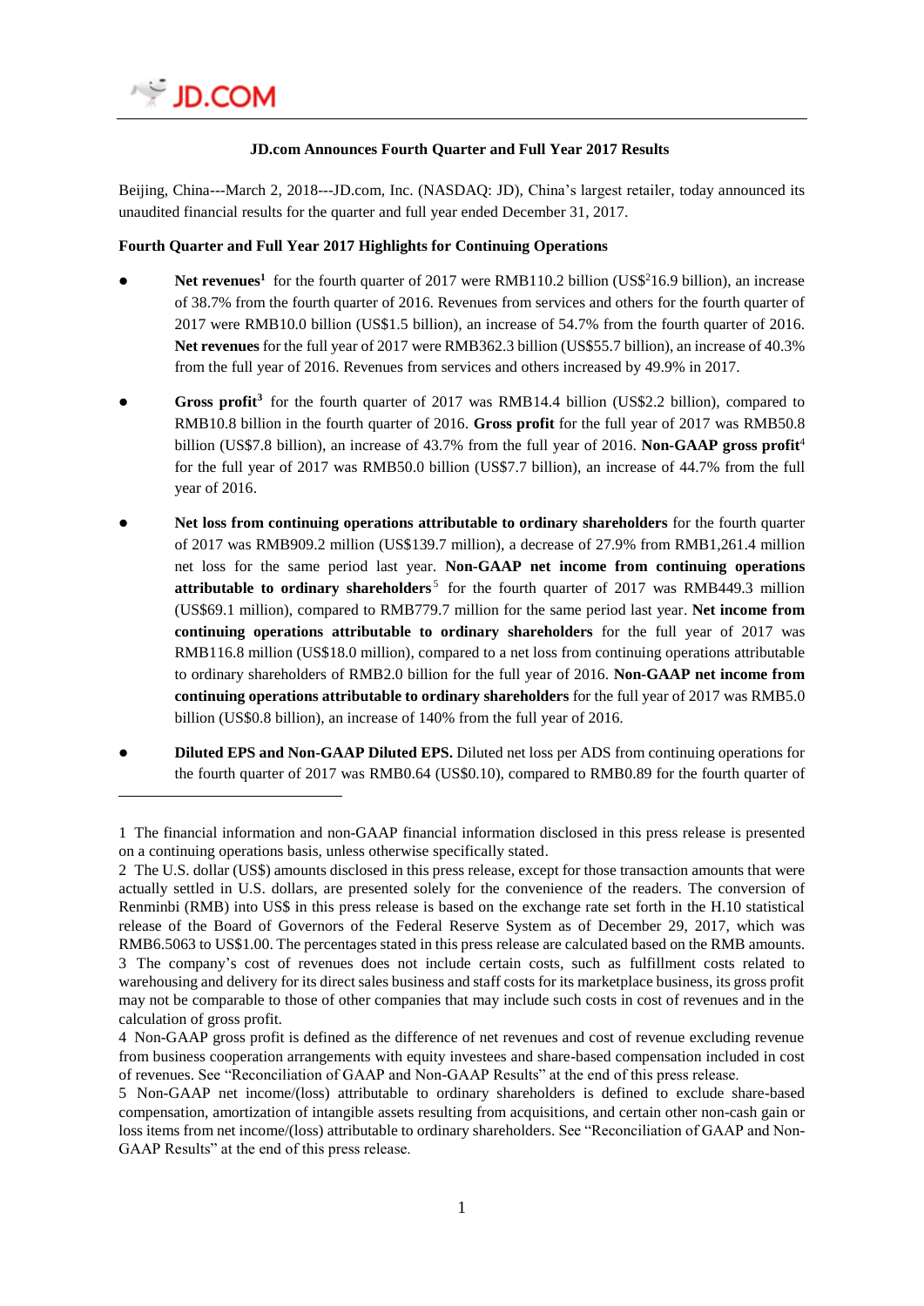**JD.com Announces Fourth Quarter and Full Year 2017 Results**

Beijing, China---March 2, 2018---JD.com, Inc. (NASDAQ: JD), China's largest retailer, today announced its unaudited financial results for the quarter and full year ended December 31, 2017.

**Fourth Quarter and Full Year 2017 Highlights for Continuing Operations**

- **Net revenues**[1] for the fourth quarter of 2017 were RMB110.2 billion (US$[2]16.9 billion), an increase of 38.7% from the fourth quarter of 2016. Revenues from services and others for the fourth quarter of 2017 were RMB10.0 billion (US$1.5 billion), an increase of 54.7% from the fourth quarter of 2016. **Net revenues** for the full year of 2017 were RMB362.3 billion (US$55.7 billion), an increase of 40.3% from the full year of 2016. Revenues from services and others increased by 49.9% in 2017.

- **Gross profit**[3] for the fourth quarter of 2017 was RMB14.4 billion (US$2.2 billion), compared to RMB10.8 billion in the fourth quarter of 2016. **Gross profit** for the full year of 2017 was RMB50.8 billion (US$7.8 billion), an increase of 43.7% from the full year of 2016. **Non-GAAP gross profit**[4] for the full year of 2017 was RMB50.0 billion (US$7.7 billion), an increase of 44.7% from the full year of 2016.

- **Net loss from continuing operations attributable to ordinary shareholders** for the fourth quarter of 2017 was RMB909.2 million (US$139.7 million), a decrease of 27.9% from RMB1,261.4 million net loss for the same period last year. **Non-GAAP net income from continuing operations attributable to ordinary shareholders**[5] for the fourth quarter of 2017 was RMB449.3 million (US$69.1 million), compared to RMB779.7 million for the same period last year. **Net income from continuing operations attributable to ordinary shareholders** for the full year of 2017 was RMB116.8 million (US$18.0 million), compared to a net loss from continuing operations attributable to ordinary shareholders of RMB2.0 billion for the full year of 2016. **Non-GAAP net income from continuing operations attributable to ordinary shareholders** for the full year of 2017 was RMB5.0 billion (US$0.8 billion), an increase of 140% from the full year of 2016.

- **Diluted EPS and Non-GAAP Diluted EPS.** Diluted net loss per ADS from continuing operations for the fourth quarter of 2017 was RMB0.64 (US$0.10), compared to RMB0.89 for the fourth quarter of

---

1 The financial information and non-GAAP financial information disclosed in this press release is presented on a continuing operations basis, unless otherwise specifically stated.

2 The U.S. dollar (US$) amounts disclosed in this press release, except for those transaction amounts that were actually settled in U.S. dollars, are presented solely for the convenience of the readers. The conversion of Renminbi (RMB) into US$ in this press release is based on the exchange rate set forth in the H.10 statistical release of the Board of Governors of the Federal Reserve System as of December 29, 2017, which was RMB6.5063 to US$1.00. The percentages stated in this press release are calculated based on the RMB amounts.

3 The company's cost of revenues does not include certain costs, such as fulfillment costs related to warehousing and delivery for its direct sales business and staff costs for its marketplace business, its gross profit may not be comparable to those of other companies that may include such costs in cost of revenues and in the calculation of gross profit.

4 Non-GAAP gross profit is defined as the difference of net revenues and cost of revenue excluding revenue from business cooperation arrangements with equity investees and share-based compensation included in cost of revenues. See "Reconciliation of GAAP and Non-GAAP Results" at the end of this press release.

5 Non-GAAP net income/(loss) attributable to ordinary shareholders is defined to exclude share-based compensation, amortization of intangible assets resulting from acquisitions, and certain other non-cash gain or loss items from net income/(loss) attributable to ordinary shareholders. See "Reconciliation of GAAP and Non-GAAP Results" at the end of this press release.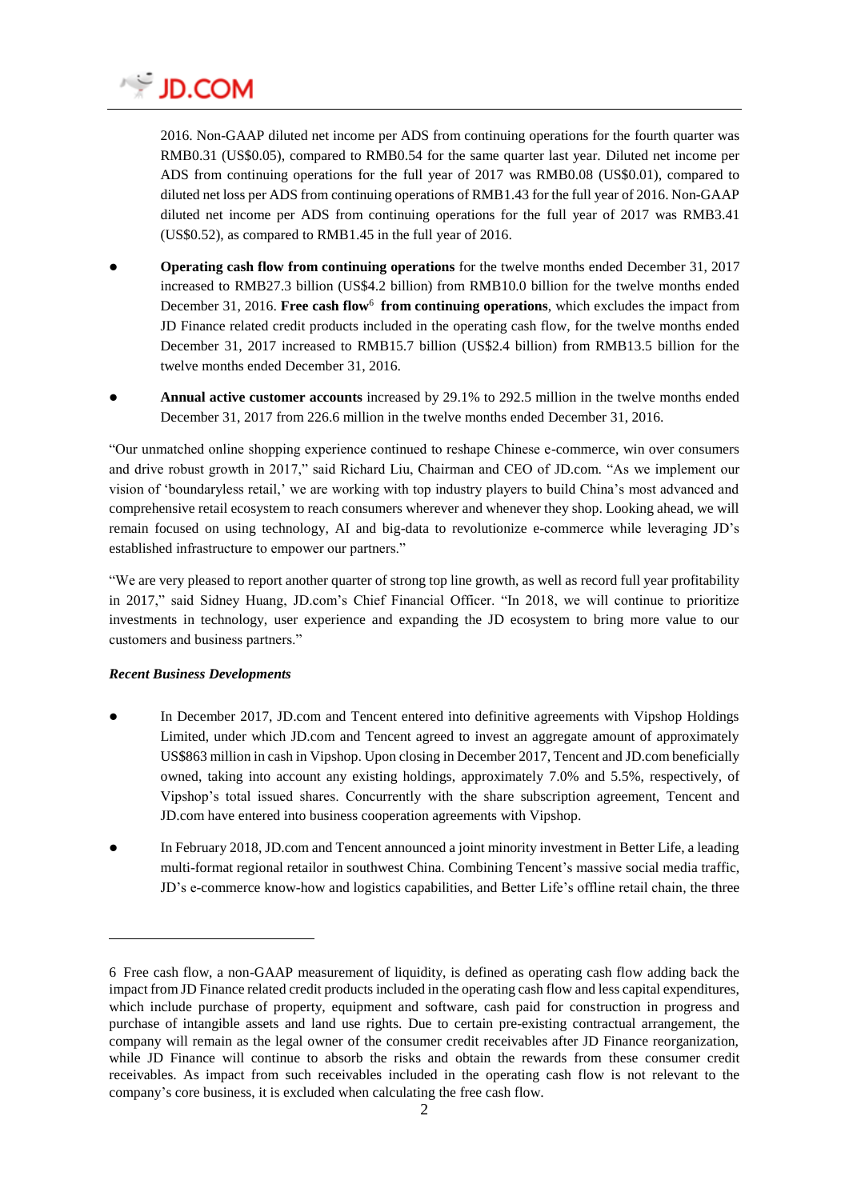2016. Non-GAAP diluted net income per ADS from continuing operations for the fourth quarter was RMB0.31 (US$0.05), compared to RMB0.54 for the same quarter last year. Diluted net income per ADS from continuing operations for the full year of 2017 was RMB0.08 (US$0.01), compared to diluted net loss per ADS from continuing operations of RMB1.43 for the full year of 2016. Non-GAAP diluted net income per ADS from continuing operations for the full year of 2017 was RMB3.41 (US$0.52), as compared to RMB1.45 in the full year of 2016.

- **Operating cash flow from continuing operations** for the twelve months ended December 31, 2017 increased to RMB27.3 billion (US$4.2 billion) from RMB10.0 billion for the twelve months ended December 31, 2016. **Free cash flow**[6] **from continuing operations**, which excludes the impact from JD Finance related credit products included in the operating cash flow, for the twelve months ended December 31, 2017 increased to RMB15.7 billion (US$2.4 billion) from RMB13.5 billion for the twelve months ended December 31, 2016.
- **Annual active customer accounts** increased by 29.1% to 292.5 million in the twelve months ended December 31, 2017 from 226.6 million in the twelve months ended December 31, 2016.

"Our unmatched online shopping experience continued to reshape Chinese e-commerce, win over consumers and drive robust growth in 2017," said Richard Liu, Chairman and CEO of JD.com. "As we implement our vision of 'boundaryless retail,' we are working with top industry players to build China's most advanced and comprehensive retail ecosystem to reach consumers wherever and whenever they shop. Looking ahead, we will remain focused on using technology, AI and big-data to revolutionize e-commerce while leveraging JD's established infrastructure to empower our partners."

"We are very pleased to report another quarter of strong top line growth, as well as record full year profitability in 2017," said Sidney Huang, JD.com's Chief Financial Officer. "In 2018, we will continue to prioritize investments in technology, user experience and expanding the JD ecosystem to bring more value to our customers and business partners."

*Recent Business Developments*

- In December 2017, JD.com and Tencent entered into definitive agreements with Vipshop Holdings Limited, under which JD.com and Tencent agreed to invest an aggregate amount of approximately US$863 million in cash in Vipshop. Upon closing in December 2017, Tencent and JD.com beneficially owned, taking into account any existing holdings, approximately 7.0% and 5.5%, respectively, of Vipshop's total issued shares. Concurrently with the share subscription agreement, Tencent and JD.com have entered into business cooperation agreements with Vipshop.
- In February 2018, JD.com and Tencent announced a joint minority investment in Better Life, a leading multi-format regional retailer in southwest China. Combining Tencent's massive social media traffic, JD's e-commerce know-how and logistics capabilities, and Better Life's offline retail chain, the three

---

6 Free cash flow, a non-GAAP measurement of liquidity, is defined as operating cash flow adding back the impact from JD Finance related credit products included in the operating cash flow and less capital expenditures, which include purchase of property, equipment and software, cash paid for construction in progress and purchase of intangible assets and land use rights. Due to certain pre-existing contractual arrangement, the company will remain as the legal owner of the consumer credit receivables after JD Finance reorganization, while JD Finance will continue to absorb the risks and obtain the rewards from these consumer credit receivables. As impact from such receivables included in the operating cash flow is not relevant to the company's core business, it is excluded when calculating the free cash flow.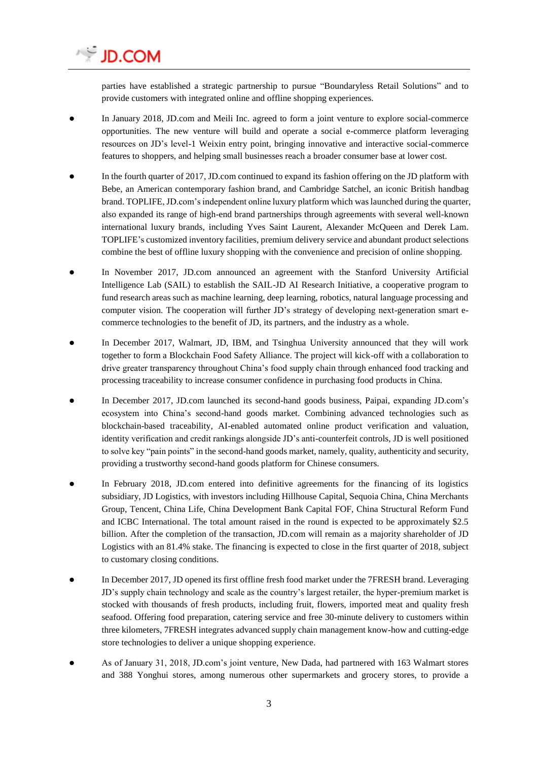parties have established a strategic partnership to pursue "Boundaryless Retail Solutions" and to provide customers with integrated online and offline shopping experiences.

- In January 2018, JD.com and Meili Inc. agreed to form a joint venture to explore social-commerce opportunities. The new venture will build and operate a social e-commerce platform leveraging resources on JD's level-1 Weixin entry point, bringing innovative and interactive social-commerce features to shoppers, and helping small businesses reach a broader consumer base at lower cost.

- In the fourth quarter of 2017, JD.com continued to expand its fashion offering on the JD platform with Bebe, an American contemporary fashion brand, and Cambridge Satchel, an iconic British handbag brand. TOPLIFE, JD.com's independent online luxury platform which was launched during the quarter, also expanded its range of high-end brand partnerships through agreements with several well-known international luxury brands, including Yves Saint Laurent, Alexander McQueen and Derek Lam. TOPLIFE's customized inventory facilities, premium delivery service and abundant product selections combine the best of offline luxury shopping with the convenience and precision of online shopping.

- In November 2017, JD.com announced an agreement with the Stanford University Artificial Intelligence Lab (SAIL) to establish the SAIL-JD AI Research Initiative, a cooperative program to fund research areas such as machine learning, deep learning, robotics, natural language processing and computer vision. The cooperation will further JD's strategy of developing next-generation smart e-commerce technologies to the benefit of JD, its partners, and the industry as a whole.

- In December 2017, Walmart, JD, IBM, and Tsinghua University announced that they will work together to form a Blockchain Food Safety Alliance. The project will kick-off with a collaboration to drive greater transparency throughout China's food supply chain through enhanced food tracking and processing traceability to increase consumer confidence in purchasing food products in China.

- In December 2017, JD.com launched its second-hand goods business, Paipai, expanding JD.com's ecosystem into China's second-hand goods market. Combining advanced technologies such as blockchain-based traceability, AI-enabled automated online product verification and valuation, identity verification and credit rankings alongside JD's anti-counterfeit controls, JD is well positioned to solve key "pain points" in the second-hand goods market, namely, quality, authenticity and security, providing a trustworthy second-hand goods platform for Chinese consumers.

- In February 2018, JD.com entered into definitive agreements for the financing of its logistics subsidiary, JD Logistics, with investors including Hillhouse Capital, Sequoia China, China Merchants Group, Tencent, China Life, China Development Bank Capital FOF, China Structural Reform Fund and ICBC International. The total amount raised in the round is expected to be approximately $2.5 billion. After the completion of the transaction, JD.com will remain as a majority shareholder of JD Logistics with an 81.4% stake. The financing is expected to close in the first quarter of 2018, subject to customary closing conditions.

- In December 2017, JD opened its first offline fresh food market under the 7FRESH brand. Leveraging JD's supply chain technology and scale as the country's largest retailer, the hyper-premium market is stocked with thousands of fresh products, including fruit, flowers, imported meat and quality fresh seafood. Offering food preparation, catering service and free 30-minute delivery to customers within three kilometers, 7FRESH integrates advanced supply chain management know-how and cutting-edge store technologies to deliver a unique shopping experience.

- As of January 31, 2018, JD.com's joint venture, New Dada, had partnered with 163 Walmart stores and 388 Yonghui stores, among numerous other supermarkets and grocery stores, to provide a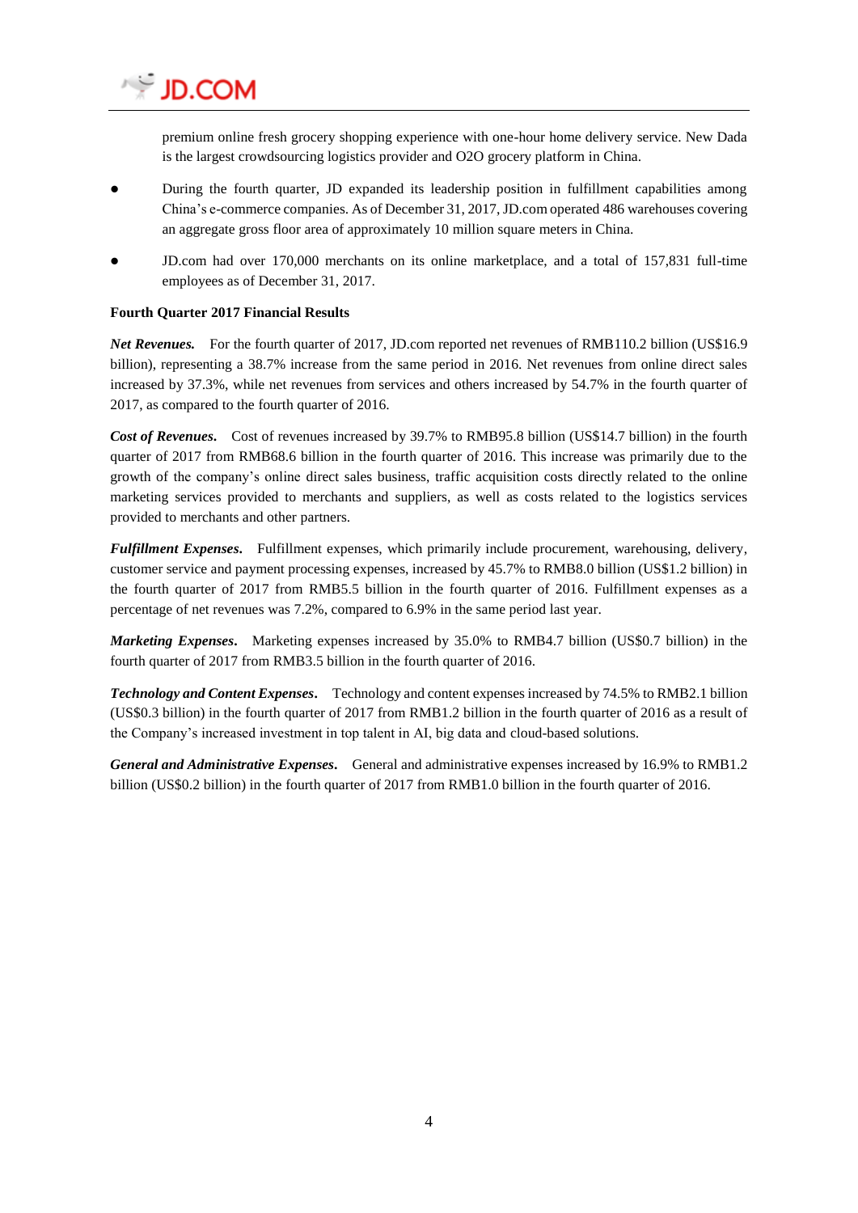premium online fresh grocery shopping experience with one-hour home delivery service. New Dada is the largest crowdsourcing logistics provider and O2O grocery platform in China.

- During the fourth quarter, JD expanded its leadership position in fulfillment capabilities among China's e-commerce companies. As of December 31, 2017, JD.com operated 486 warehouses covering an aggregate gross floor area of approximately 10 million square meters in China.
- JD.com had over 170,000 merchants on its online marketplace, and a total of 157,831 full-time employees as of December 31, 2017.

**Fourth Quarter 2017 Financial Results**

***Net Revenues.*** For the fourth quarter of 2017, JD.com reported net revenues of RMB110.2 billion (US$16.9 billion), representing a 38.7% increase from the same period in 2016. Net revenues from online direct sales increased by 37.3%, while net revenues from services and others increased by 54.7% in the fourth quarter of 2017, as compared to the fourth quarter of 2016.

***Cost of Revenues.*** Cost of revenues increased by 39.7% to RMB95.8 billion (US$14.7 billion) in the fourth quarter of 2017 from RMB68.6 billion in the fourth quarter of 2016. This increase was primarily due to the growth of the company's online direct sales business, traffic acquisition costs directly related to the online marketing services provided to merchants and suppliers, as well as costs related to the logistics services provided to merchants and other partners.

***Fulfillment Expenses.*** Fulfillment expenses, which primarily include procurement, warehousing, delivery, customer service and payment processing expenses, increased by 45.7% to RMB8.0 billion (US$1.2 billion) in the fourth quarter of 2017 from RMB5.5 billion in the fourth quarter of 2016. Fulfillment expenses as a percentage of net revenues was 7.2%, compared to 6.9% in the same period last year.

***Marketing Expenses.*** Marketing expenses increased by 35.0% to RMB4.7 billion (US$0.7 billion) in the fourth quarter of 2017 from RMB3.5 billion in the fourth quarter of 2016.

***Technology and Content Expenses.*** Technology and content expenses increased by 74.5% to RMB2.1 billion (US$0.3 billion) in the fourth quarter of 2017 from RMB1.2 billion in the fourth quarter of 2016 as a result of the Company's increased investment in top talent in AI, big data and cloud-based solutions.

***General and Administrative Expenses.*** General and administrative expenses increased by 16.9% to RMB1.2 billion (US$0.2 billion) in the fourth quarter of 2017 from RMB1.0 billion in the fourth quarter of 2016.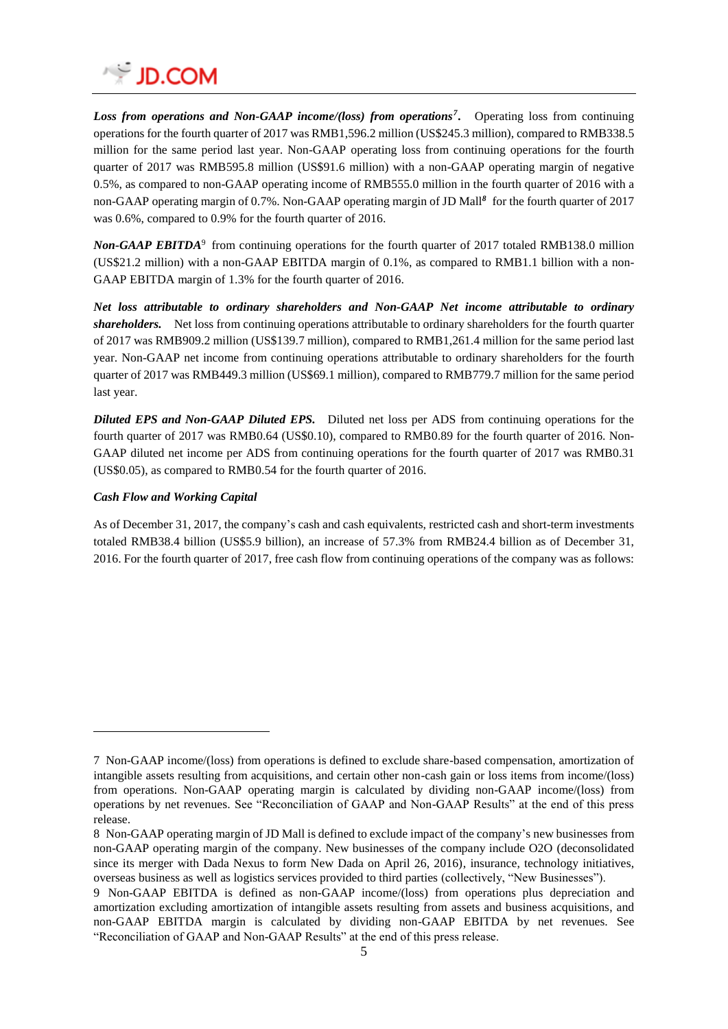***Loss from operations and Non-GAAP income/(loss) from operations[7].*** Operating loss from continuing operations for the fourth quarter of 2017 was RMB1,596.2 million (US$245.3 million), compared to RMB338.5 million for the same period last year. Non-GAAP operating loss from continuing operations for the fourth quarter of 2017 was RMB595.8 million (US$91.6 million) with a non-GAAP operating margin of negative 0.5%, as compared to non-GAAP operating income of RMB555.0 million in the fourth quarter of 2016 with a non-GAAP operating margin of 0.7%. Non-GAAP operating margin of JD Mall[8] for the fourth quarter of 2017 was 0.6%, compared to 0.9% for the fourth quarter of 2016.

***Non-GAAP EBITDA***[9] from continuing operations for the fourth quarter of 2017 totaled RMB138.0 million (US$21.2 million) with a non-GAAP EBITDA margin of 0.1%, as compared to RMB1.1 billion with a non-GAAP EBITDA margin of 1.3% for the fourth quarter of 2016.

***Net loss attributable to ordinary shareholders and Non-GAAP Net income attributable to ordinary shareholders.*** Net loss from continuing operations attributable to ordinary shareholders for the fourth quarter of 2017 was RMB909.2 million (US$139.7 million), compared to RMB1,261.4 million for the same period last year. Non-GAAP net income from continuing operations attributable to ordinary shareholders for the fourth quarter of 2017 was RMB449.3 million (US$69.1 million), compared to RMB779.7 million for the same period last year.

***Diluted EPS and Non-GAAP Diluted EPS.*** Diluted net loss per ADS from continuing operations for the fourth quarter of 2017 was RMB0.64 (US$0.10), compared to RMB0.89 for the fourth quarter of 2016. Non-GAAP diluted net income per ADS from continuing operations for the fourth quarter of 2017 was RMB0.31 (US$0.05), as compared to RMB0.54 for the fourth quarter of 2016.

***Cash Flow and Working Capital***

As of December 31, 2017, the company's cash and cash equivalents, restricted cash and short-term investments totaled RMB38.4 billion (US$5.9 billion), an increase of 57.3% from RMB24.4 billion as of December 31, 2016. For the fourth quarter of 2017, free cash flow from continuing operations of the company was as follows:

---

7 Non-GAAP income/(loss) from operations is defined to exclude share-based compensation, amortization of intangible assets resulting from acquisitions, and certain other non-cash gain or loss items from income/(loss) from operations. Non-GAAP operating margin is calculated by dividing non-GAAP income/(loss) from operations by net revenues. See "Reconciliation of GAAP and Non-GAAP Results" at the end of this press release.

8 Non-GAAP operating margin of JD Mall is defined to exclude impact of the company's new businesses from non-GAAP operating margin of the company. New businesses of the company include O2O (deconsolidated since its merger with Dada Nexus to form New Dada on April 26, 2016), insurance, technology initiatives, overseas business as well as logistics services provided to third parties (collectively, "New Businesses").

9 Non-GAAP EBITDA is defined as non-GAAP income/(loss) from operations plus depreciation and amortization excluding amortization of intangible assets resulting from assets and business acquisitions, and non-GAAP EBITDA margin is calculated by dividing non-GAAP EBITDA by net revenues. See "Reconciliation of GAAP and Non-GAAP Results" at the end of this press release.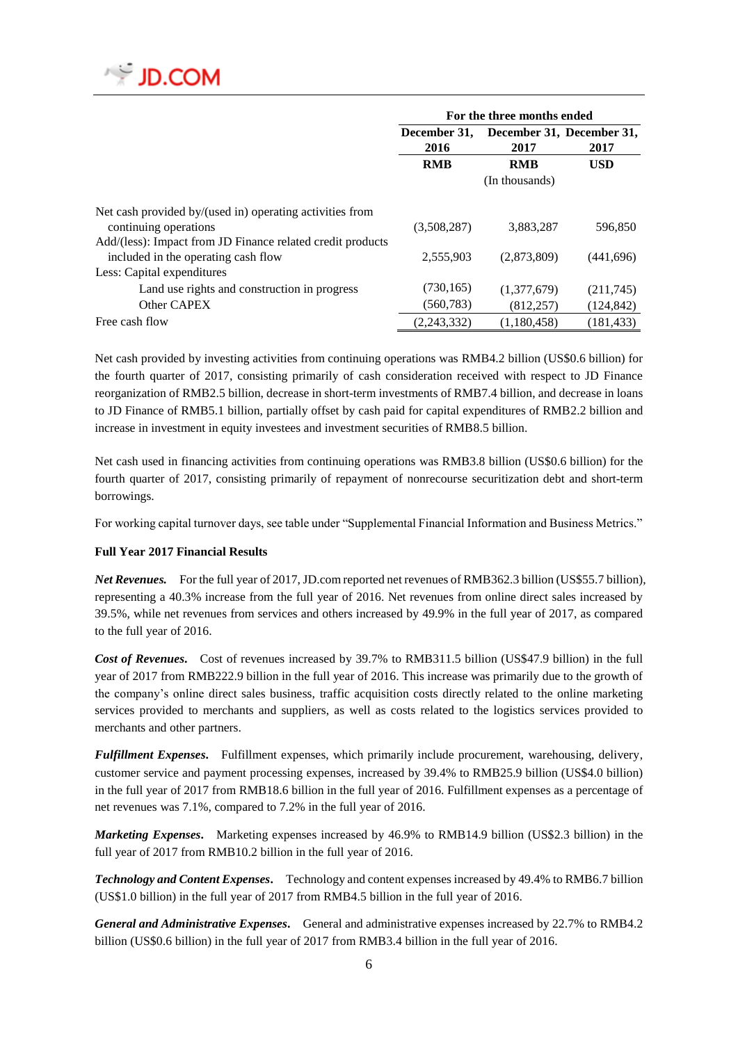| | For the three months ended | | |
|---|---|---|---|
| | December 31, 2016 | December 31, 2017 | December 31, 2017 |
| | RMB | RMB | USD |
| | (In thousands) | | |
| Net cash provided by/(used in) operating activities from continuing operations | (3,508,287) | 3,883,287 | 596,850 |
| Add/(less): Impact from JD Finance related credit products included in the operating cash flow | 2,555,903 | (2,873,809) | (441,696) |
| Less: Capital expenditures | | | |
| Land use rights and construction in progress | (730,165) | (1,377,679) | (211,745) |
| Other CAPEX | (560,783) | (812,257) | (124,842) |
| Free cash flow | (2,243,332) | (1,180,458) | (181,433) |

Net cash provided by investing activities from continuing operations was RMB4.2 billion (US$0.6 billion) for the fourth quarter of 2017, consisting primarily of cash consideration received with respect to JD Finance reorganization of RMB2.5 billion, decrease in short-term investments of RMB7.4 billion, and decrease in loans to JD Finance of RMB5.1 billion, partially offset by cash paid for capital expenditures of RMB2.2 billion and increase in investment in equity investees and investment securities of RMB8.5 billion.

Net cash used in financing activities from continuing operations was RMB3.8 billion (US$0.6 billion) for the fourth quarter of 2017, consisting primarily of repayment of nonrecourse securitization debt and short-term borrowings.

For working capital turnover days, see table under "Supplemental Financial Information and Business Metrics."

**Full Year 2017 Financial Results**

***Net Revenues.*** For the full year of 2017, JD.com reported net revenues of RMB362.3 billion (US$55.7 billion), representing a 40.3% increase from the full year of 2016. Net revenues from online direct sales increased by 39.5%, while net revenues from services and others increased by 49.9% in the full year of 2017, as compared to the full year of 2016.

***Cost of Revenues.*** Cost of revenues increased by 39.7% to RMB311.5 billion (US$47.9 billion) in the full year of 2017 from RMB222.9 billion in the full year of 2016. This increase was primarily due to the growth of the company's online direct sales business, traffic acquisition costs directly related to the online marketing services provided to merchants and suppliers, as well as costs related to the logistics services provided to merchants and other partners.

***Fulfillment Expenses.*** Fulfillment expenses, which primarily include procurement, warehousing, delivery, customer service and payment processing expenses, increased by 39.4% to RMB25.9 billion (US$4.0 billion) in the full year of 2017 from RMB18.6 billion in the full year of 2016. Fulfillment expenses as a percentage of net revenues was 7.1%, compared to 7.2% in the full year of 2016.

***Marketing Expenses.*** Marketing expenses increased by 46.9% to RMB14.9 billion (US$2.3 billion) in the full year of 2017 from RMB10.2 billion in the full year of 2016.

***Technology and Content Expenses.*** Technology and content expenses increased by 49.4% to RMB6.7 billion (US$1.0 billion) in the full year of 2017 from RMB4.5 billion in the full year of 2016.

***General and Administrative Expenses.*** General and administrative expenses increased by 22.7% to RMB4.2 billion (US$0.6 billion) in the full year of 2017 from RMB3.4 billion in the full year of 2016.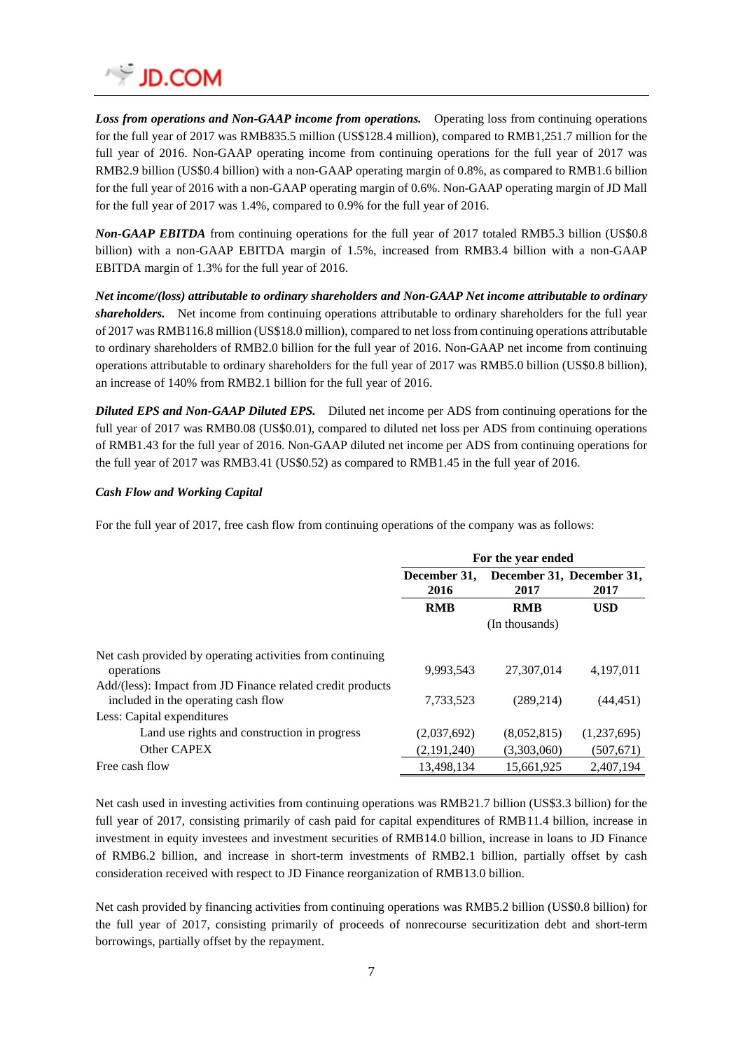***Loss from operations and Non-GAAP income from operations.*** Operating loss from continuing operations for the full year of 2017 was RMB835.5 million (US$128.4 million), compared to RMB1,251.7 million for the full year of 2016. Non-GAAP operating income from continuing operations for the full year of 2017 was RMB2.9 billion (US$0.4 billion) with a non-GAAP operating margin of 0.8%, as compared to RMB1.6 billion for the full year of 2016 with a non-GAAP operating margin of 0.6%. Non-GAAP operating margin of JD Mall for the full year of 2017 was 1.4%, compared to 0.9% for the full year of 2016.

***Non-GAAP EBITDA*** from continuing operations for the full year of 2017 totaled RMB5.3 billion (US$0.8 billion) with a non-GAAP EBITDA margin of 1.5%, increased from RMB3.4 billion with a non-GAAP EBITDA margin of 1.3% for the full year of 2016.

***Net income/(loss) attributable to ordinary shareholders and Non-GAAP Net income attributable to ordinary shareholders.*** Net income from continuing operations attributable to ordinary shareholders for the full year of 2017 was RMB116.8 million (US$18.0 million), compared to net loss from continuing operations attributable to ordinary shareholders of RMB2.0 billion for the full year of 2016. Non-GAAP net income from continuing operations attributable to ordinary shareholders for the full year of 2017 was RMB5.0 billion (US$0.8 billion), an increase of 140% from RMB2.1 billion for the full year of 2016.

***Diluted EPS and Non-GAAP Diluted EPS.*** Diluted net income per ADS from continuing operations for the full year of 2017 was RMB0.08 (US$0.01), compared to diluted net loss per ADS from continuing operations of RMB1.43 for the full year of 2016. Non-GAAP diluted net income per ADS from continuing operations for the full year of 2017 was RMB3.41 (US$0.52) as compared to RMB1.45 in the full year of 2016.

***Cash Flow and Working Capital***

For the full year of 2017, free cash flow from continuing operations of the company was as follows:

| | For the year ended | | |
|---|---|---|---|
| | December 31, 2016 | December 31, 2017 | December 31, 2017 |
| | RMB | RMB | USD |
| | | (In thousands) | |
| Net cash provided by operating activities from continuing operations | 9,993,543 | 27,307,014 | 4,197,011 |
| Add/(less): Impact from JD Finance related credit products included in the operating cash flow | 7,733,523 | (289,214) | (44,451) |
| Less: Capital expenditures | | | |
| Land use rights and construction in progress | (2,037,692) | (8,052,815) | (1,237,695) |
| Other CAPEX | (2,191,240) | (3,303,060) | (507,671) |
| Free cash flow | 13,498,134 | 15,661,925 | 2,407,194 |

Net cash used in investing activities from continuing operations was RMB21.7 billion (US$3.3 billion) for the full year of 2017, consisting primarily of cash paid for capital expenditures of RMB11.4 billion, increase in investment in equity investees and investment securities of RMB14.0 billion, increase in loans to JD Finance of RMB6.2 billion, and increase in short-term investments of RMB2.1 billion, partially offset by cash consideration received with respect to JD Finance reorganization of RMB13.0 billion.

Net cash provided by financing activities from continuing operations was RMB5.2 billion (US$0.8 billion) for the full year of 2017, consisting primarily of proceeds of nonrecourse securitization debt and short-term borrowings, partially offset by the repayment.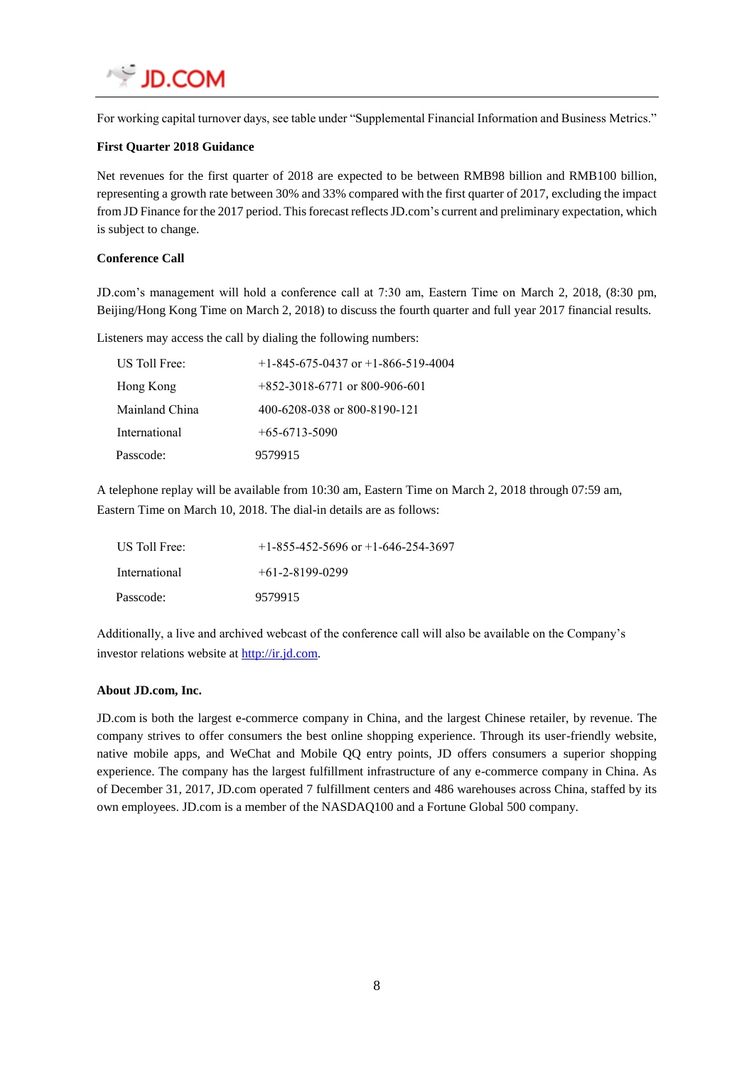For working capital turnover days, see table under "Supplemental Financial Information and Business Metrics."

**First Quarter 2018 Guidance**

Net revenues for the first quarter of 2018 are expected to be between RMB98 billion and RMB100 billion, representing a growth rate between 30% and 33% compared with the first quarter of 2017, excluding the impact from JD Finance for the 2017 period. This forecast reflects JD.com's current and preliminary expectation, which is subject to change.

**Conference Call**

JD.com's management will hold a conference call at 7:30 am, Eastern Time on March 2, 2018, (8:30 pm, Beijing/Hong Kong Time on March 2, 2018) to discuss the fourth quarter and full year 2017 financial results.

Listeners may access the call by dialing the following numbers:

| | |
|---|---|
| US Toll Free: | +1-845-675-0437 or +1-866-519-4004 |
| Hong Kong | +852-3018-6771 or 800-906-601 |
| Mainland China | 400-6208-038 or 800-8190-121 |
| International | +65-6713-5090 |
| Passcode: | 9579915 |

A telephone replay will be available from 10:30 am, Eastern Time on March 2, 2018 through 07:59 am, Eastern Time on March 10, 2018. The dial-in details are as follows:

| | |
|---|---|
| US Toll Free: | +1-855-452-5696 or +1-646-254-3697 |
| International | +61-2-8199-0299 |
| Passcode: | 9579915 |

Additionally, a live and archived webcast of the conference call will also be available on the Company's investor relations website at http://ir.jd.com.

**About JD.com, Inc.**

JD.com is both the largest e-commerce company in China, and the largest Chinese retailer, by revenue. The company strives to offer consumers the best online shopping experience. Through its user-friendly website, native mobile apps, and WeChat and Mobile QQ entry points, JD offers consumers a superior shopping experience. The company has the largest fulfillment infrastructure of any e-commerce company in China. As of December 31, 2017, JD.com operated 7 fulfillment centers and 486 warehouses across China, staffed by its own employees. JD.com is a member of the NASDAQ100 and a Fortune Global 500 company.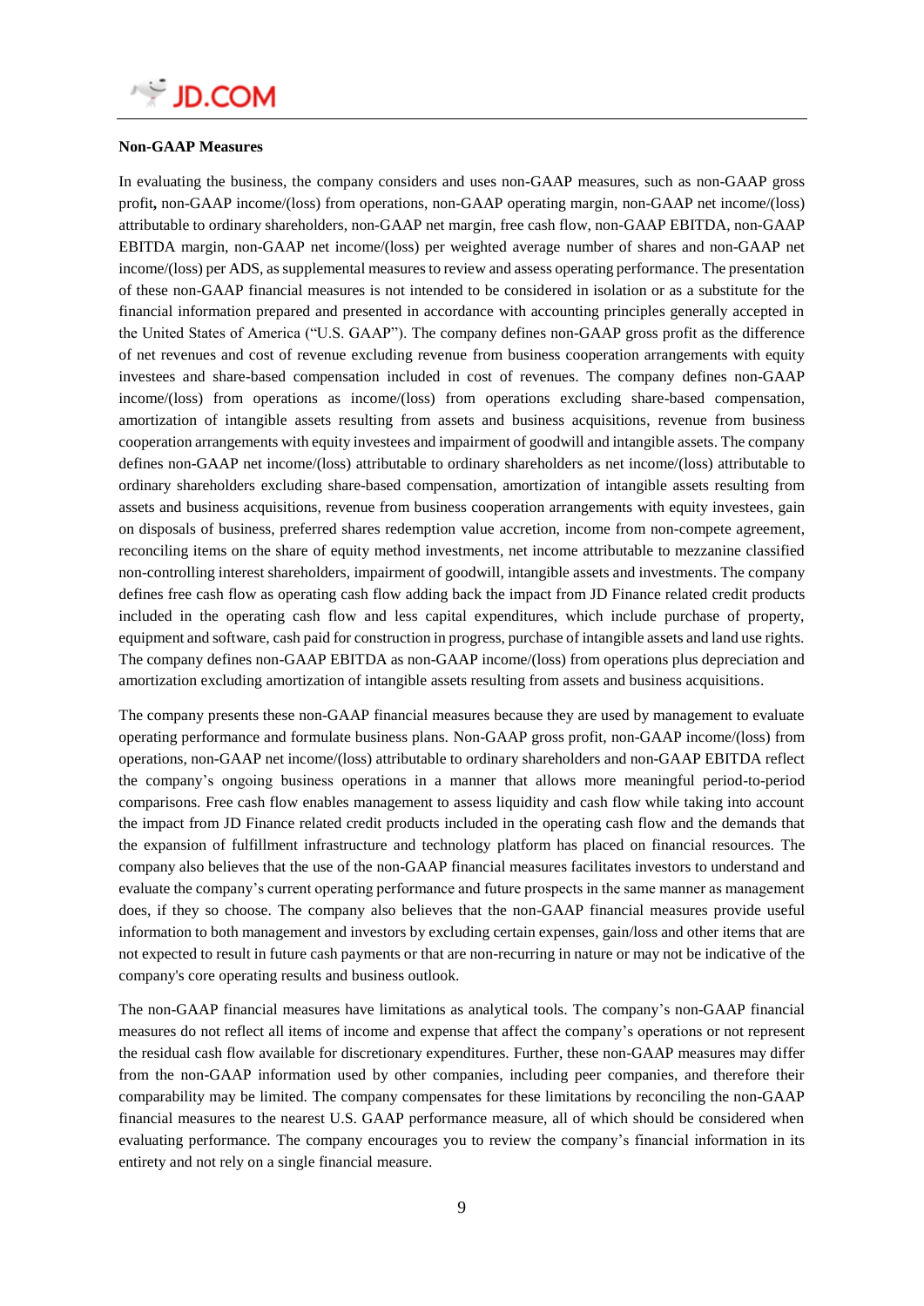**Non-GAAP Measures**

In evaluating the business, the company considers and uses non-GAAP measures, such as non-GAAP gross profit**,** non-GAAP income/(loss) from operations, non-GAAP operating margin, non-GAAP net income/(loss) attributable to ordinary shareholders, non-GAAP net margin, free cash flow, non-GAAP EBITDA, non-GAAP EBITDA margin, non-GAAP net income/(loss) per weighted average number of shares and non-GAAP net income/(loss) per ADS, as supplemental measures to review and assess operating performance. The presentation of these non-GAAP financial measures is not intended to be considered in isolation or as a substitute for the financial information prepared and presented in accordance with accounting principles generally accepted in the United States of America ("U.S. GAAP"). The company defines non-GAAP gross profit as the difference of net revenues and cost of revenue excluding revenue from business cooperation arrangements with equity investees and share-based compensation included in cost of revenues. The company defines non-GAAP income/(loss) from operations as income/(loss) from operations excluding share-based compensation, amortization of intangible assets resulting from assets and business acquisitions, revenue from business cooperation arrangements with equity investees and impairment of goodwill and intangible assets. The company defines non-GAAP net income/(loss) attributable to ordinary shareholders as net income/(loss) attributable to ordinary shareholders excluding share-based compensation, amortization of intangible assets resulting from assets and business acquisitions, revenue from business cooperation arrangements with equity investees, gain on disposals of business, preferred shares redemption value accretion, income from non-compete agreement, reconciling items on the share of equity method investments, net income attributable to mezzanine classified non-controlling interest shareholders, impairment of goodwill, intangible assets and investments. The company defines free cash flow as operating cash flow adding back the impact from JD Finance related credit products included in the operating cash flow and less capital expenditures, which include purchase of property, equipment and software, cash paid for construction in progress, purchase of intangible assets and land use rights. The company defines non-GAAP EBITDA as non-GAAP income/(loss) from operations plus depreciation and amortization excluding amortization of intangible assets resulting from assets and business acquisitions.

The company presents these non-GAAP financial measures because they are used by management to evaluate operating performance and formulate business plans. Non-GAAP gross profit, non-GAAP income/(loss) from operations, non-GAAP net income/(loss) attributable to ordinary shareholders and non-GAAP EBITDA reflect the company's ongoing business operations in a manner that allows more meaningful period-to-period comparisons. Free cash flow enables management to assess liquidity and cash flow while taking into account the impact from JD Finance related credit products included in the operating cash flow and the demands that the expansion of fulfillment infrastructure and technology platform has placed on financial resources. The company also believes that the use of the non-GAAP financial measures facilitates investors to understand and evaluate the company's current operating performance and future prospects in the same manner as management does, if they so choose. The company also believes that the non-GAAP financial measures provide useful information to both management and investors by excluding certain expenses, gain/loss and other items that are not expected to result in future cash payments or that are non-recurring in nature or may not be indicative of the company's core operating results and business outlook.

The non-GAAP financial measures have limitations as analytical tools. The company's non-GAAP financial measures do not reflect all items of income and expense that affect the company's operations or not represent the residual cash flow available for discretionary expenditures. Further, these non-GAAP measures may differ from the non-GAAP information used by other companies, including peer companies, and therefore their comparability may be limited. The company compensates for these limitations by reconciling the non-GAAP financial measures to the nearest U.S. GAAP performance measure, all of which should be considered when evaluating performance. The company encourages you to review the company's financial information in its entirety and not rely on a single financial measure.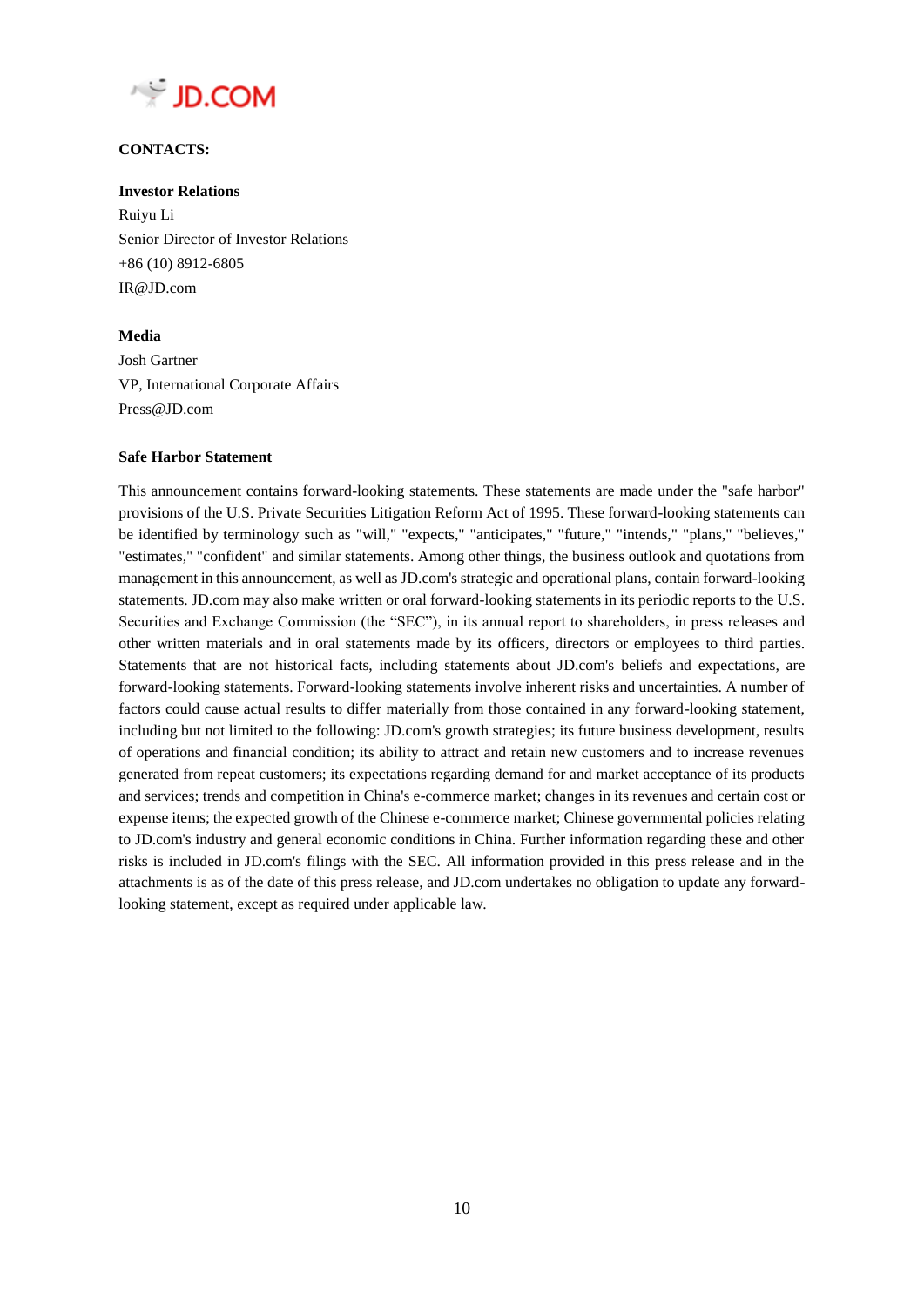**CONTACTS:**

**Investor Relations**

Ruiyu Li
Senior Director of Investor Relations
+86 (10) 8912-6805
IR@JD.com

**Media**

Josh Gartner
VP, International Corporate Affairs
Press@JD.com

**Safe Harbor Statement**

This announcement contains forward-looking statements. These statements are made under the "safe harbor" provisions of the U.S. Private Securities Litigation Reform Act of 1995. These forward-looking statements can be identified by terminology such as "will," "expects," "anticipates," "future," "intends," "plans," "believes," "estimates," "confident" and similar statements. Among other things, the business outlook and quotations from management in this announcement, as well as JD.com's strategic and operational plans, contain forward-looking statements. JD.com may also make written or oral forward-looking statements in its periodic reports to the U.S. Securities and Exchange Commission (the "SEC"), in its annual report to shareholders, in press releases and other written materials and in oral statements made by its officers, directors or employees to third parties. Statements that are not historical facts, including statements about JD.com's beliefs and expectations, are forward-looking statements. Forward-looking statements involve inherent risks and uncertainties. A number of factors could cause actual results to differ materially from those contained in any forward-looking statement, including but not limited to the following: JD.com's growth strategies; its future business development, results of operations and financial condition; its ability to attract and retain new customers and to increase revenues generated from repeat customers; its expectations regarding demand for and market acceptance of its products and services; trends and competition in China's e-commerce market; changes in its revenues and certain cost or expense items; the expected growth of the Chinese e-commerce market; Chinese governmental policies relating to JD.com's industry and general economic conditions in China. Further information regarding these and other risks is included in JD.com's filings with the SEC. All information provided in this press release and in the attachments is as of the date of this press release, and JD.com undertakes no obligation to update any forward-looking statement, except as required under applicable law.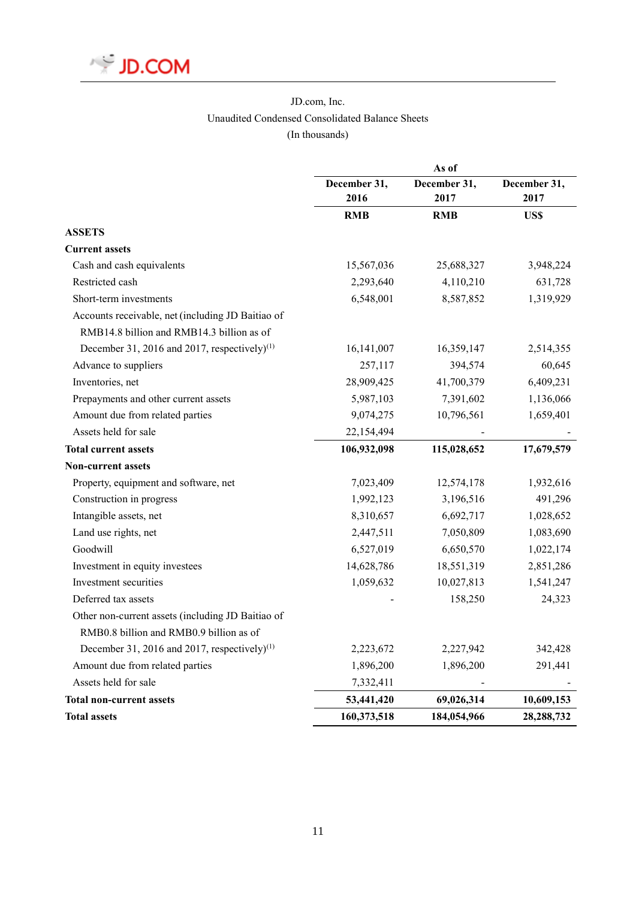JD.com, Inc.
Unaudited Condensed Consolidated Balance Sheets
(In thousands)

| | As of | | |
|---|---|---|---|
| | December 31, 2016 | December 31, 2017 | December 31, 2017 |
| | RMB | RMB | US$ |
| **ASSETS** | | | |
| **Current assets** | | | |
| Cash and cash equivalents | 15,567,036 | 25,688,327 | 3,948,224 |
| Restricted cash | 2,293,640 | 4,110,210 | 631,728 |
| Short-term investments | 6,548,001 | 8,587,852 | 1,319,929 |
| Accounts receivable, net (including JD Baitiao of RMB14.8 billion and RMB14.3 billion as of December 31, 2016 and 2017, respectively)[(1)] | 16,141,007 | 16,359,147 | 2,514,355 |
| Advance to suppliers | 257,117 | 394,574 | 60,645 |
| Inventories, net | 28,909,425 | 41,700,379 | 6,409,231 |
| Prepayments and other current assets | 5,987,103 | 7,391,602 | 1,136,066 |
| Amount due from related parties | 9,074,275 | 10,796,561 | 1,659,401 |
| Assets held for sale | 22,154,494 | - | - |
| **Total current assets** | **106,932,098** | **115,028,652** | **17,679,579** |
| **Non-current assets** | | | |
| Property, equipment and software, net | 7,023,409 | 12,574,178 | 1,932,616 |
| Construction in progress | 1,992,123 | 3,196,516 | 491,296 |
| Intangible assets, net | 8,310,657 | 6,692,717 | 1,028,652 |
| Land use rights, net | 2,447,511 | 7,050,809 | 1,083,690 |
| Goodwill | 6,527,019 | 6,650,570 | 1,022,174 |
| Investment in equity investees | 14,628,786 | 18,551,319 | 2,851,286 |
| Investment securities | 1,059,632 | 10,027,813 | 1,541,247 |
| Deferred tax assets | - | 158,250 | 24,323 |
| Other non-current assets (including JD Baitiao of RMB0.8 billion and RMB0.9 billion as of December 31, 2016 and 2017, respectively)[(1)] | 2,223,672 | 2,227,942 | 342,428 |
| Amount due from related parties | 1,896,200 | 1,896,200 | 291,441 |
| Assets held for sale | 7,332,411 | - | - |
| **Total non-current assets** | **53,441,420** | **69,026,314** | **10,609,153** |
| **Total assets** | **160,373,518** | **184,054,966** | **28,288,732** |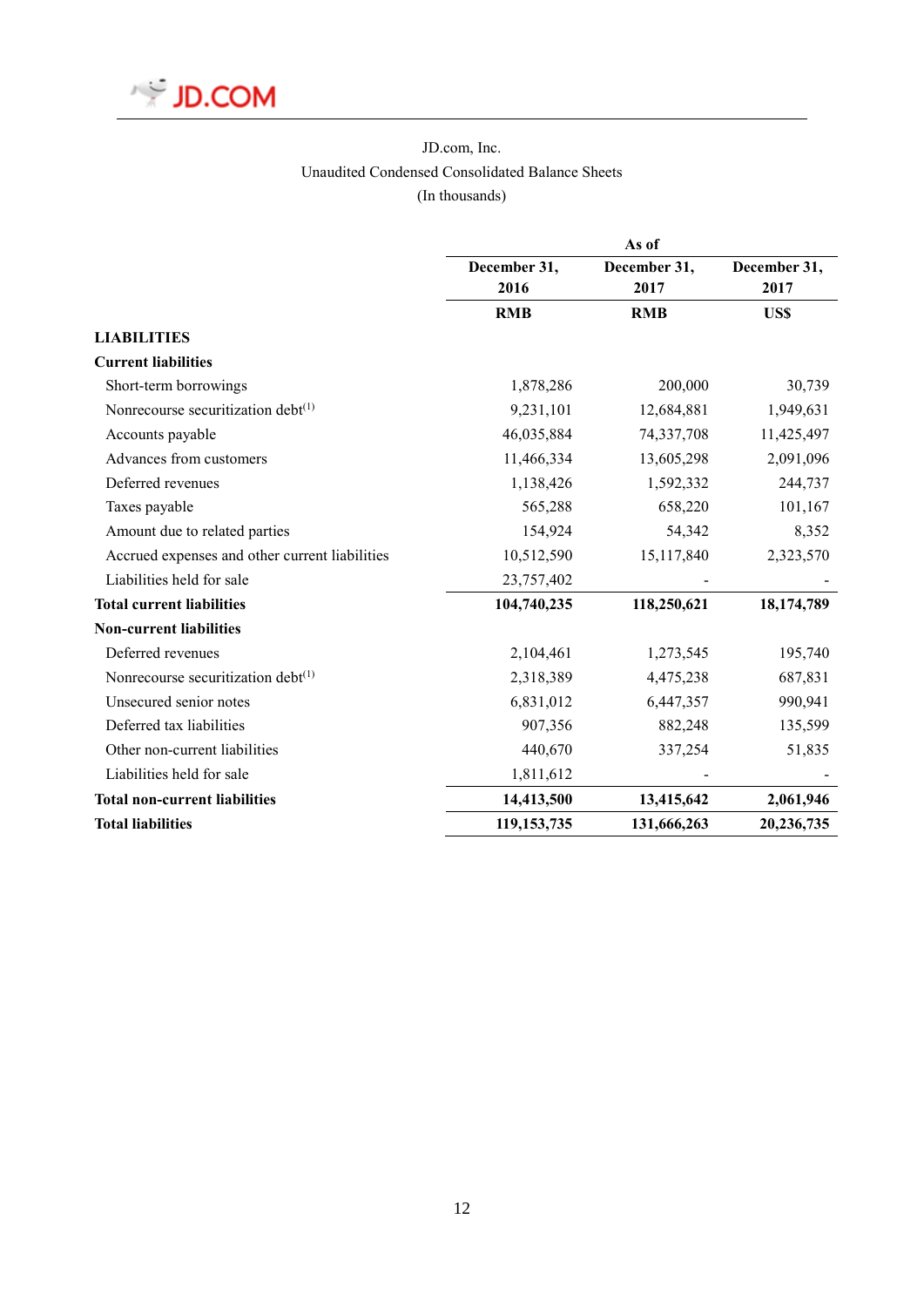JD.com, Inc.
Unaudited Condensed Consolidated Balance Sheets
(In thousands)

| | As of | | |
|---|---|---|---|
| | December 31, 2016 | December 31, 2017 | December 31, 2017 |
| | RMB | RMB | US$ |
| **LIABILITIES** | | | |
| **Current liabilities** | | | |
| Short-term borrowings | 1,878,286 | 200,000 | 30,739 |
| Nonrecourse securitization debt[(1)] | 9,231,101 | 12,684,881 | 1,949,631 |
| Accounts payable | 46,035,884 | 74,337,708 | 11,425,497 |
| Advances from customers | 11,466,334 | 13,605,298 | 2,091,096 |
| Deferred revenues | 1,138,426 | 1,592,332 | 244,737 |
| Taxes payable | 565,288 | 658,220 | 101,167 |
| Amount due to related parties | 154,924 | 54,342 | 8,352 |
| Accrued expenses and other current liabilities | 10,512,590 | 15,117,840 | 2,323,570 |
| Liabilities held for sale | 23,757,402 | - | - |
| **Total current liabilities** | **104,740,235** | **118,250,621** | **18,174,789** |
| **Non-current liabilities** | | | |
| Deferred revenues | 2,104,461 | 1,273,545 | 195,740 |
| Nonrecourse securitization debt[(1)] | 2,318,389 | 4,475,238 | 687,831 |
| Unsecured senior notes | 6,831,012 | 6,447,357 | 990,941 |
| Deferred tax liabilities | 907,356 | 882,248 | 135,599 |
| Other non-current liabilities | 440,670 | 337,254 | 51,835 |
| Liabilities held for sale | 1,811,612 | - | - |
| **Total non-current liabilities** | **14,413,500** | **13,415,642** | **2,061,946** |
| **Total liabilities** | **119,153,735** | **131,666,263** | **20,236,735** |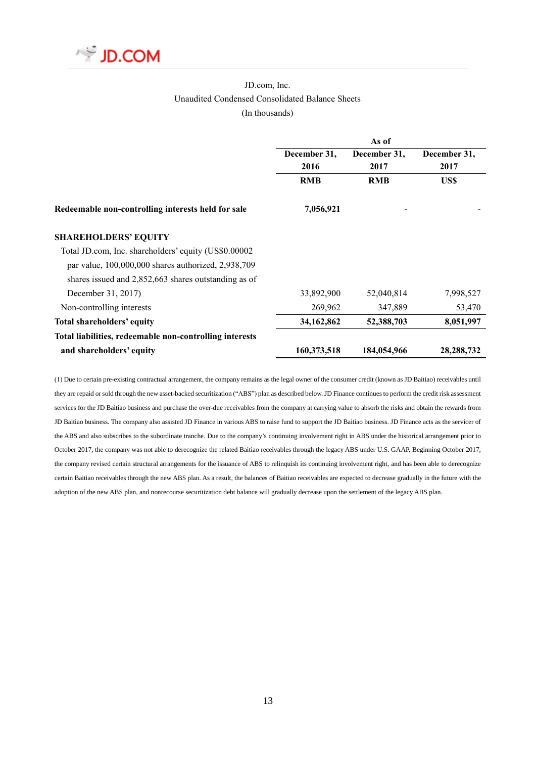JD.com, Inc.
Unaudited Condensed Consolidated Balance Sheets
(In thousands)

| | As of | | |
|---|---|---|---|
| | December 31, 2016 | December 31, 2017 | December 31, 2017 |
| | RMB | RMB | US$ |
| **Redeemable non-controlling interests held for sale** | **7,056,921** | - | - |
| **SHAREHOLDERS' EQUITY** | | | |
| Total JD.com, Inc. shareholders' equity (US$0.00002 par value, 100,000,000 shares authorized, 2,938,709 shares issued and 2,852,663 shares outstanding as of December 31, 2017) | 33,892,900 | 52,040,814 | 7,998,527 |
| Non-controlling interests | 269,962 | 347,889 | 53,470 |
| **Total shareholders' equity** | **34,162,862** | **52,388,703** | **8,051,997** |
| **Total liabilities, redeemable non-controlling interests and shareholders' equity** | **160,373,518** | **184,054,966** | **28,288,732** |

(1) Due to certain pre-existing contractual arrangement, the company remains as the legal owner of the consumer credit (known as JD Baitiao) receivables until they are repaid or sold through the new asset-backed securitization ("ABS") plan as described below. JD Finance continues to perform the credit risk assessment services for the JD Baitiao business and purchase the over-due receivables from the company at carrying value to absorb the risks and obtain the rewards from JD Baitiao business. The company also assisted JD Finance in various ABS to raise fund to support the JD Baitiao business. JD Finance acts as the servicer of the ABS and also subscribes to the subordinate tranche. Due to the company's continuing involvement right in ABS under the historical arrangement prior to October 2017, the company was not able to derecognize the related Baitiao receivables through the legacy ABS under U.S. GAAP. Beginning October 2017, the company revised certain structural arrangements for the issuance of ABS to relinquish its continuing involvement right, and has been able to derecognize certain Baitiao receivables through the new ABS plan. As a result, the balances of Baitiao receivables are expected to decrease gradually in the future with the adoption of the new ABS plan, and nonrecourse securitization debt balance will gradually decrease upon the settlement of the legacy ABS plan.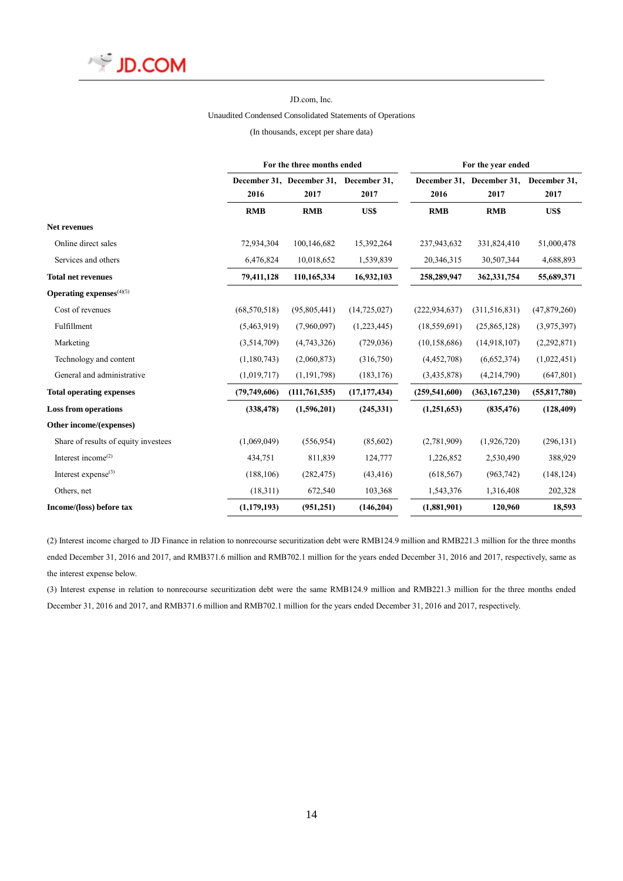JD.com, Inc.

Unaudited Condensed Consolidated Statements of Operations

(In thousands, except per share data)

| | For the three months ended | | | For the year ended | | |
|---|---|---|---|---|---|---|
| | December 31, 2016 | December 31, 2017 | December 31, 2017 | December 31, 2016 | December 31, 2017 | December 31, 2017 |
| | RMB | RMB | US$ | RMB | RMB | US$ |
| **Net revenues** | | | | | | |
| Online direct sales | 72,934,304 | 100,146,682 | 15,392,264 | 237,943,632 | 331,824,410 | 51,000,478 |
| Services and others | 6,476,824 | 10,018,652 | 1,539,839 | 20,346,315 | 30,507,344 | 4,688,893 |
| **Total net revenues** | **79,411,128** | **110,165,334** | **16,932,103** | **258,289,947** | **362,331,754** | **55,689,371** |
| **Operating expenses**[(4)(5)] | | | | | | |
| Cost of revenues | (68,570,518) | (95,805,441) | (14,725,027) | (222,934,637) | (311,516,831) | (47,879,260) |
| Fulfillment | (5,463,919) | (7,960,097) | (1,223,445) | (18,559,691) | (25,865,128) | (3,975,397) |
| Marketing | (3,514,709) | (4,743,326) | (729,036) | (10,158,686) | (14,918,107) | (2,292,871) |
| Technology and content | (1,180,743) | (2,060,873) | (316,750) | (4,452,708) | (6,652,374) | (1,022,451) |
| General and administrative | (1,019,717) | (1,191,798) | (183,176) | (3,435,878) | (4,214,790) | (647,801) |
| **Total operating expenses** | **(79,749,606)** | **(111,761,535)** | **(17,177,434)** | **(259,541,600)** | **(363,167,230)** | **(55,817,780)** |
| **Loss from operations** | **(338,478)** | **(1,596,201)** | **(245,331)** | **(1,251,653)** | **(835,476)** | **(128,409)** |
| **Other income/(expenses)** | | | | | | |
| Share of results of equity investees | (1,069,049) | (556,954) | (85,602) | (2,781,909) | (1,926,720) | (296,131) |
| Interest income[(2)] | 434,751 | 811,839 | 124,777 | 1,226,852 | 2,530,490 | 388,929 |
| Interest expense[(3)] | (188,106) | (282,475) | (43,416) | (618,567) | (963,742) | (148,124) |
| Others, net | (18,311) | 672,540 | 103,368 | 1,543,376 | 1,316,408 | 202,328 |
| **Income/(loss) before tax** | **(1,179,193)** | **(951,251)** | **(146,204)** | **(1,881,901)** | **120,960** | **18,593** |

(2) Interest income charged to JD Finance in relation to nonrecourse securitization debt were RMB124.9 million and RMB221.3 million for the three months ended December 31, 2016 and 2017, and RMB371.6 million and RMB702.1 million for the years ended December 31, 2016 and 2017, respectively, same as the interest expense below.

(3) Interest expense in relation to nonrecourse securitization debt were the same RMB124.9 million and RMB221.3 million for the three months ended December 31, 2016 and 2017, and RMB371.6 million and RMB702.1 million for the years ended December 31, 2016 and 2017, respectively.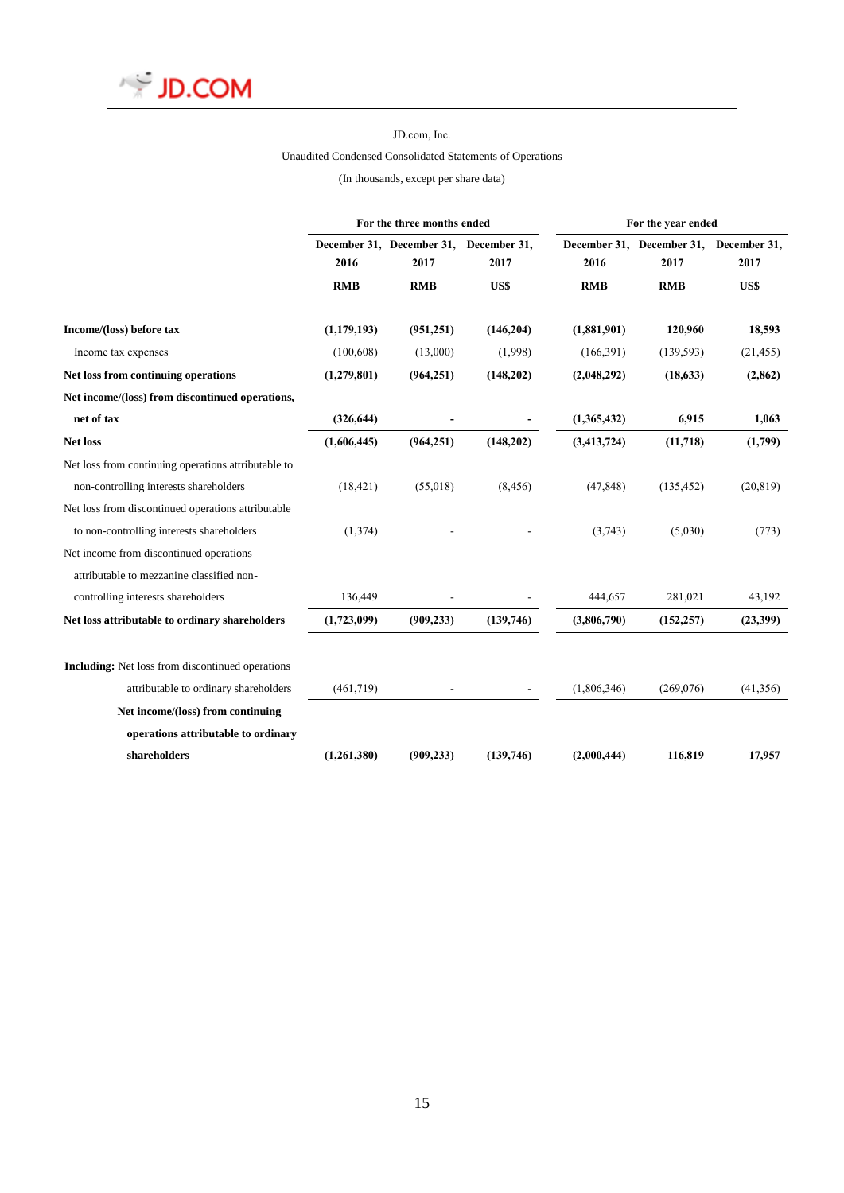JD.com, Inc.

Unaudited Condensed Consolidated Statements of Operations

(In thousands, except per share data)

| | For the three months ended | | | For the year ended | | |
|---|---|---|---|---|---|---|
| | December 31, 2016 | December 31, 2017 | December 31, 2017 | December 31, 2016 | December 31, 2017 | December 31, 2017 |
| | RMB | RMB | US$ | RMB | RMB | US$ |
| **Income/(loss) before tax** | **(1,179,193)** | **(951,251)** | **(146,204)** | **(1,881,901)** | **120,960** | **18,593** |
| Income tax expenses | (100,608) | (13,000) | (1,998) | (166,391) | (139,593) | (21,455) |
| **Net loss from continuing operations** | **(1,279,801)** | **(964,251)** | **(148,202)** | **(2,048,292)** | **(18,633)** | **(2,862)** |
| **Net income/(loss) from discontinued operations, net of tax** | **(326,644)** | **-** | **-** | **(1,365,432)** | **6,915** | **1,063** |
| **Net loss** | **(1,606,445)** | **(964,251)** | **(148,202)** | **(3,413,724)** | **(11,718)** | **(1,799)** |
| Net loss from continuing operations attributable to non-controlling interests shareholders | (18,421) | (55,018) | (8,456) | (47,848) | (135,452) | (20,819) |
| Net loss from discontinued operations attributable to non-controlling interests shareholders | (1,374) | - | - | (3,743) | (5,030) | (773) |
| Net income from discontinued operations attributable to mezzanine classified non-controlling interests shareholders | 136,449 | - | - | 444,657 | 281,021 | 43,192 |
| **Net loss attributable to ordinary shareholders** | **(1,723,099)** | **(909,233)** | **(139,746)** | **(3,806,790)** | **(152,257)** | **(23,399)** |
| **Including:** Net loss from discontinued operations attributable to ordinary shareholders | (461,719) | - | - | (1,806,346) | (269,076) | (41,356) |
| **Net income/(loss) from continuing operations attributable to ordinary shareholders** | **(1,261,380)** | **(909,233)** | **(139,746)** | **(2,000,444)** | **116,819** | **17,957** |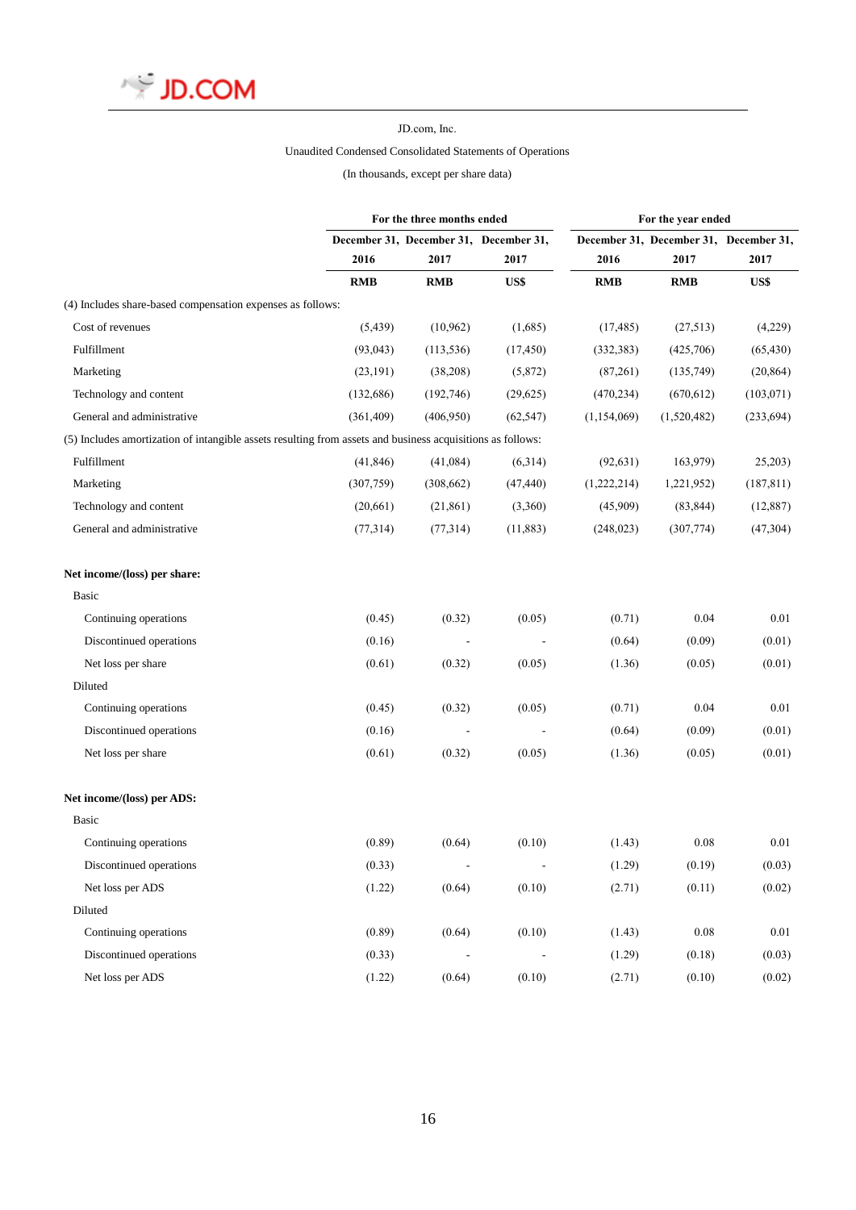JD.com, Inc.

Unaudited Condensed Consolidated Statements of Operations

(In thousands, except per share data)

| | For the three months ended | | | For the year ended | | |
|---|---|---|---|---|---|---|
| | December 31, 2016 | December 31, 2017 | December 31, 2017 | December 31, 2016 | December 31, 2017 | December 31, 2017 |
| | RMB | RMB | US$ | RMB | RMB | US$ |
| (4) Includes share-based compensation expenses as follows: | | | | | | |
| Cost of revenues | (5,439) | (10,962) | (1,685) | (17,485) | (27,513) | (4,229) |
| Fulfillment | (93,043) | (113,536) | (17,450) | (332,383) | (425,706) | (65,430) |
| Marketing | (23,191) | (38,208) | (5,872) | (87,261) | (135,749) | (20,864) |
| Technology and content | (132,686) | (192,746) | (29,625) | (470,234) | (670,612) | (103,071) |
| General and administrative | (361,409) | (406,950) | (62,547) | (1,154,069) | (1,520,482) | (233,694) |
| (5) Includes amortization of intangible assets resulting from assets and business acquisitions as follows: | | | | | | |
| Fulfillment | (41,846) | (41,084) | (6,314) | (92,631) | 163,979) | 25,203) |
| Marketing | (307,759) | (308,662) | (47,440) | (1,222,214) | 1,221,952) | (187,811) |
| Technology and content | (20,661) | (21,861) | (3,360) | (45,909) | (83,844) | (12,887) |
| General and administrative | (77,314) | (77,314) | (11,883) | (248,023) | (307,774) | (47,304) |
| | | | | | | |
| **Net income/(loss) per share:** | | | | | | |
| Basic | | | | | | |
| Continuing operations | (0.45) | (0.32) | (0.05) | (0.71) | 0.04 | 0.01 |
| Discontinued operations | (0.16) | - | - | (0.64) | (0.09) | (0.01) |
| Net loss per share | (0.61) | (0.32) | (0.05) | (1.36) | (0.05) | (0.01) |
| Diluted | | | | | | |
| Continuing operations | (0.45) | (0.32) | (0.05) | (0.71) | 0.04 | 0.01 |
| Discontinued operations | (0.16) | - | - | (0.64) | (0.09) | (0.01) |
| Net loss per share | (0.61) | (0.32) | (0.05) | (1.36) | (0.05) | (0.01) |
| | | | | | | |
| **Net income/(loss) per ADS:** | | | | | | |
| Basic | | | | | | |
| Continuing operations | (0.89) | (0.64) | (0.10) | (1.43) | 0.08 | 0.01 |
| Discontinued operations | (0.33) | - | - | (1.29) | (0.19) | (0.03) |
| Net loss per ADS | (1.22) | (0.64) | (0.10) | (2.71) | (0.11) | (0.02) |
| Diluted | | | | | | |
| Continuing operations | (0.89) | (0.64) | (0.10) | (1.43) | 0.08 | 0.01 |
| Discontinued operations | (0.33) | - | - | (1.29) | (0.18) | (0.03) |
| Net loss per ADS | (1.22) | (0.64) | (0.10) | (2.71) | (0.10) | (0.02) |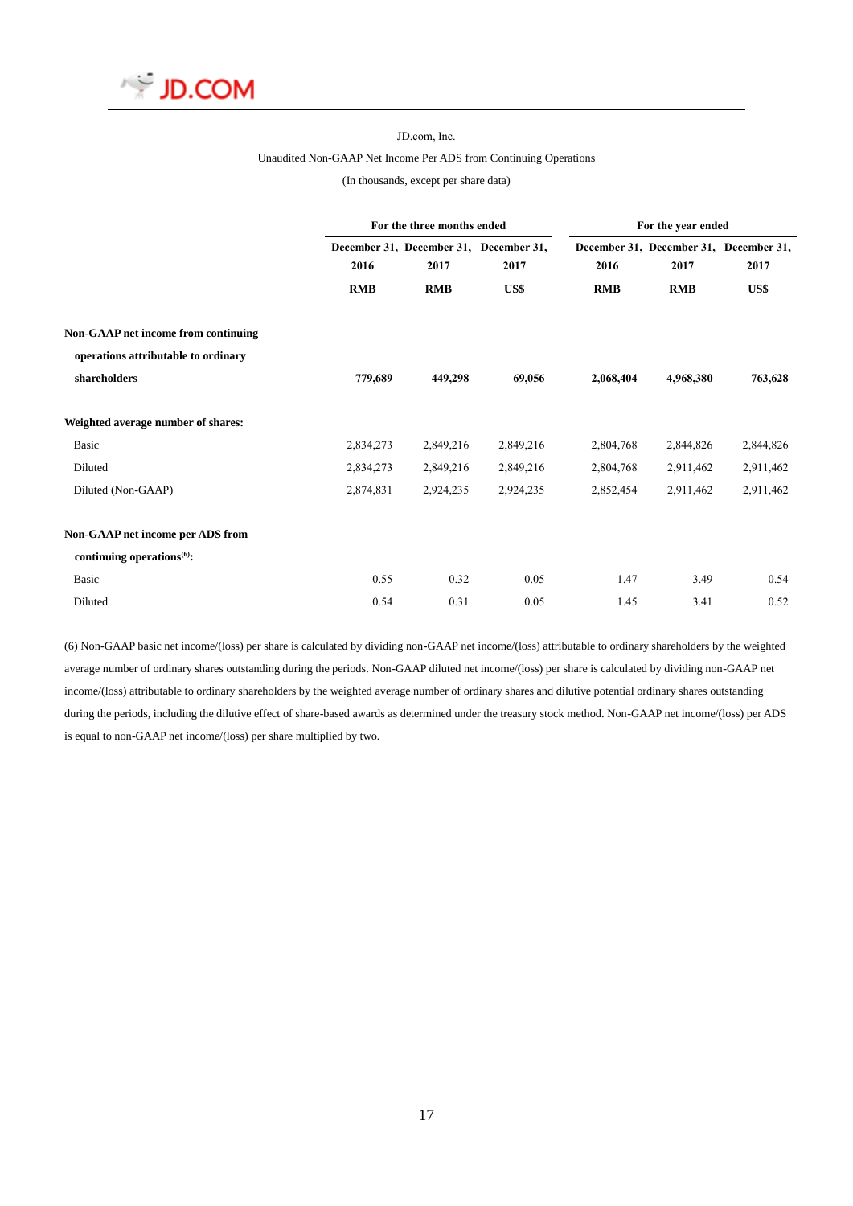JD.com, Inc.

Unaudited Non-GAAP Net Income Per ADS from Continuing Operations

(In thousands, except per share data)

| | For the three months ended | | | For the year ended | | |
|---|---|---|---|---|---|---|
| | December 31, 2016 | December 31, 2017 | December 31, 2017 | December 31, 2016 | December 31, 2017 | December 31, 2017 |
| | RMB | RMB | US$ | RMB | RMB | US$ |
| **Non-GAAP net income from continuing operations attributable to ordinary shareholders** | **779,689** | **449,298** | **69,056** | **2,068,404** | **4,968,380** | **763,628** |
| **Weighted average number of shares:** | | | | | | |
| Basic | 2,834,273 | 2,849,216 | 2,849,216 | 2,804,768 | 2,844,826 | 2,844,826 |
| Diluted | 2,834,273 | 2,849,216 | 2,849,216 | 2,804,768 | 2,911,462 | 2,911,462 |
| Diluted (Non-GAAP) | 2,874,831 | 2,924,235 | 2,924,235 | 2,852,454 | 2,911,462 | 2,911,462 |
| **Non-GAAP net income per ADS from continuing operations(6):** | | | | | | |
| Basic | 0.55 | 0.32 | 0.05 | 1.47 | 3.49 | 0.54 |
| Diluted | 0.54 | 0.31 | 0.05 | 1.45 | 3.41 | 0.52 |

(6) Non-GAAP basic net income/(loss) per share is calculated by dividing non-GAAP net income/(loss) attributable to ordinary shareholders by the weighted average number of ordinary shares outstanding during the periods. Non-GAAP diluted net income/(loss) per share is calculated by dividing non-GAAP net income/(loss) attributable to ordinary shareholders by the weighted average number of ordinary shares and dilutive potential ordinary shares outstanding during the periods, including the dilutive effect of share-based awards as determined under the treasury stock method. Non-GAAP net income/(loss) per ADS is equal to non-GAAP net income/(loss) per share multiplied by two.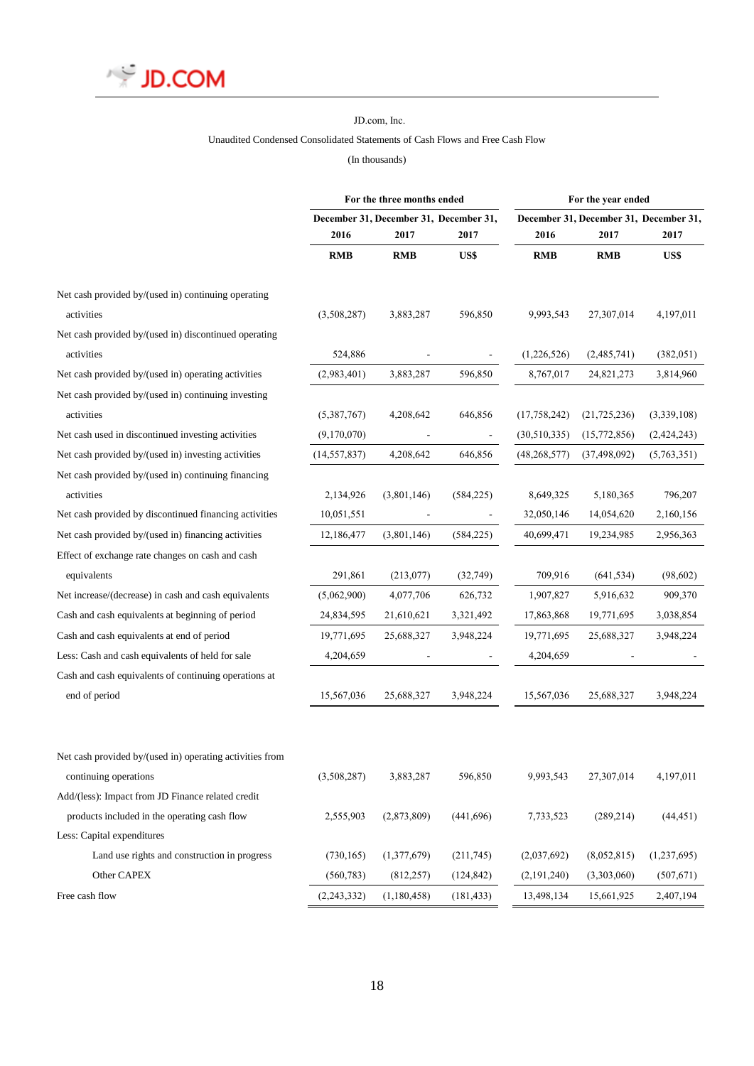JD.com, Inc.

Unaudited Condensed Consolidated Statements of Cash Flows and Free Cash Flow

(In thousands)

| | For the three months ended | | | For the year ended | | |
|---|---|---|---|---|---|---|
| | December 31, 2016 | December 31, 2017 | December 31, 2017 | December 31, 2016 | December 31, 2017 | December 31, 2017 |
| | RMB | RMB | US$ | RMB | RMB | US$ |
| Net cash provided by/(used in) continuing operating activities | (3,508,287) | 3,883,287 | 596,850 | 9,993,543 | 27,307,014 | 4,197,011 |
| Net cash provided by/(used in) discontinued operating activities | 524,886 | - | - | (1,226,526) | (2,485,741) | (382,051) |
| Net cash provided by/(used in) operating activities | (2,983,401) | 3,883,287 | 596,850 | 8,767,017 | 24,821,273 | 3,814,960 |
| Net cash provided by/(used in) continuing investing activities | (5,387,767) | 4,208,642 | 646,856 | (17,758,242) | (21,725,236) | (3,339,108) |
| Net cash used in discontinued investing activities | (9,170,070) | - | - | (30,510,335) | (15,772,856) | (2,424,243) |
| Net cash provided by/(used in) investing activities | (14,557,837) | 4,208,642 | 646,856 | (48,268,577) | (37,498,092) | (5,763,351) |
| Net cash provided by/(used in) continuing financing activities | 2,134,926 | (3,801,146) | (584,225) | 8,649,325 | 5,180,365 | 796,207 |
| Net cash provided by discontinued financing activities | 10,051,551 | - | - | 32,050,146 | 14,054,620 | 2,160,156 |
| Net cash provided by/(used in) financing activities | 12,186,477 | (3,801,146) | (584,225) | 40,699,471 | 19,234,985 | 2,956,363 |
| Effect of exchange rate changes on cash and cash equivalents | 291,861 | (213,077) | (32,749) | 709,916 | (641,534) | (98,602) |
| Net increase/(decrease) in cash and cash equivalents | (5,062,900) | 4,077,706 | 626,732 | 1,907,827 | 5,916,632 | 909,370 |
| Cash and cash equivalents at beginning of period | 24,834,595 | 21,610,621 | 3,321,492 | 17,863,868 | 19,771,695 | 3,038,854 |
| Cash and cash equivalents at end of period | 19,771,695 | 25,688,327 | 3,948,224 | 19,771,695 | 25,688,327 | 3,948,224 |
| Less: Cash and cash equivalents of held for sale | 4,204,659 | - | - | 4,204,659 | - | - |
| Cash and cash equivalents of continuing operations at end of period | 15,567,036 | 25,688,327 | 3,948,224 | 15,567,036 | 25,688,327 | 3,948,224 |

| | For the three months ended | | | For the year ended | | |
|---|---|---|---|---|---|---|
| | December 31, 2016 | December 31, 2017 | December 31, 2017 | December 31, 2016 | December 31, 2017 | December 31, 2017 |
| | RMB | RMB | US$ | RMB | RMB | US$ |
| Net cash provided by/(used in) operating activities from continuing operations | (3,508,287) | 3,883,287 | 596,850 | 9,993,543 | 27,307,014 | 4,197,011 |
| Add/(less): Impact from JD Finance related credit products included in the operating cash flow | 2,555,903 | (2,873,809) | (441,696) | 7,733,523 | (289,214) | (44,451) |
| Less: Capital expenditures | | | | | | |
| Land use rights and construction in progress | (730,165) | (1,377,679) | (211,745) | (2,037,692) | (8,052,815) | (1,237,695) |
| Other CAPEX | (560,783) | (812,257) | (124,842) | (2,191,240) | (3,303,060) | (507,671) |
| Free cash flow | (2,243,332) | (1,180,458) | (181,433) | 13,498,134 | 15,661,925 | 2,407,194 |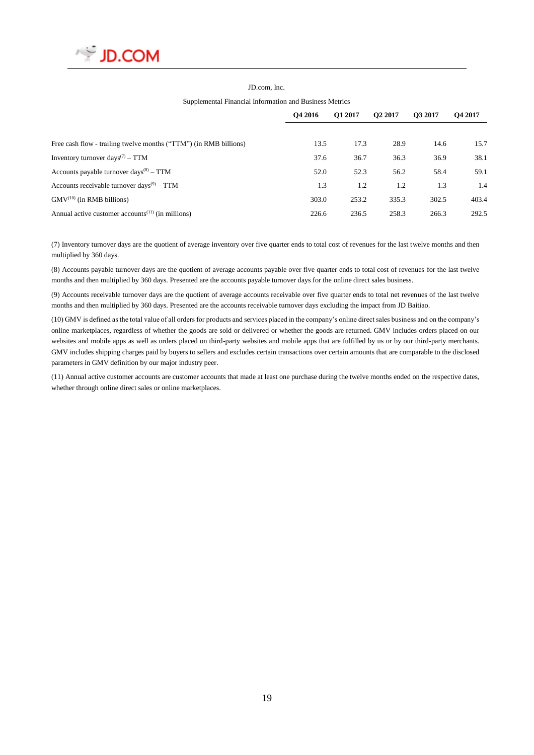JD.com, Inc.

Supplemental Financial Information and Business Metrics

| | Q4 2016 | Q1 2017 | Q2 2017 | Q3 2017 | Q4 2017 |
|---|---|---|---|---|---|
| Free cash flow - trailing twelve months ("TTM") (in RMB billions) | 13.5 | 17.3 | 28.9 | 14.6 | 15.7 |
| Inventory turnover days[7] – TTM | 37.6 | 36.7 | 36.3 | 36.9 | 38.1 |
| Accounts payable turnover days[8] – TTM | 52.0 | 52.3 | 56.2 | 58.4 | 59.1 |
| Accounts receivable turnover days[9] – TTM | 1.3 | 1.2 | 1.2 | 1.3 | 1.4 |
| GMV[10] (in RMB billions) | 303.0 | 253.2 | 335.3 | 302.5 | 403.4 |
| Annual active customer accounts[11] (in millions) | 226.6 | 236.5 | 258.3 | 266.3 | 292.5 |

(7) Inventory turnover days are the quotient of average inventory over five quarter ends to total cost of revenues for the last twelve months and then multiplied by 360 days.

(8) Accounts payable turnover days are the quotient of average accounts payable over five quarter ends to total cost of revenues for the last twelve months and then multiplied by 360 days. Presented are the accounts payable turnover days for the online direct sales business.

(9) Accounts receivable turnover days are the quotient of average accounts receivable over five quarter ends to total net revenues of the last twelve months and then multiplied by 360 days. Presented are the accounts receivable turnover days excluding the impact from JD Baitiao.

(10) GMV is defined as the total value of all orders for products and services placed in the company's online direct sales business and on the company's online marketplaces, regardless of whether the goods are sold or delivered or whether the goods are returned. GMV includes orders placed on our websites and mobile apps as well as orders placed on third-party websites and mobile apps that are fulfilled by us or by our third-party merchants. GMV includes shipping charges paid by buyers to sellers and excludes certain transactions over certain amounts that are comparable to the disclosed parameters in GMV definition by our major industry peer.

(11) Annual active customer accounts are customer accounts that made at least one purchase during the twelve months ended on the respective dates, whether through online direct sales or online marketplaces.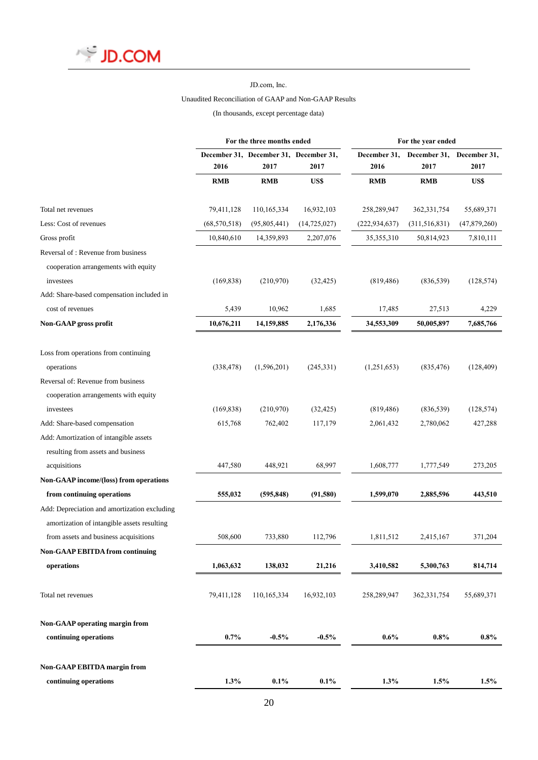JD.com, Inc.

Unaudited Reconciliation of GAAP and Non-GAAP Results

(In thousands, except percentage data)

| | For the three months ended | | | For the year ended | | |
|---|---|---|---|---|---|---|
| | December 31, 2016 | December 31, 2017 | December 31, 2017 | December 31, 2016 | December 31, 2017 | December 31, 2017 |
| | RMB | RMB | US$ | RMB | RMB | US$ |
| Total net revenues | 79,411,128 | 110,165,334 | 16,932,103 | 258,289,947 | 362,331,754 | 55,689,371 |
| Less: Cost of revenues | (68,570,518) | (95,805,441) | (14,725,027) | (222,934,637) | (311,516,831) | (47,879,260) |
| Gross profit | 10,840,610 | 14,359,893 | 2,207,076 | 35,355,310 | 50,814,923 | 7,810,111 |
| Reversal of : Revenue from business cooperation arrangements with equity investees | (169,838) | (210,970) | (32,425) | (819,486) | (836,539) | (128,574) |
| Add: Share-based compensation included in cost of revenues | 5,439 | 10,962 | 1,685 | 17,485 | 27,513 | 4,229 |
| **Non-GAAP gross profit** | **10,676,211** | **14,159,885** | **2,176,336** | **34,553,309** | **50,005,897** | **7,685,766** |
| | | | | | | |
| Loss from operations from continuing operations | (338,478) | (1,596,201) | (245,331) | (1,251,653) | (835,476) | (128,409) |
| Reversal of: Revenue from business cooperation arrangements with equity investees | (169,838) | (210,970) | (32,425) | (819,486) | (836,539) | (128,574) |
| Add: Share-based compensation | 615,768 | 762,402 | 117,179 | 2,061,432 | 2,780,062 | 427,288 |
| Add: Amortization of intangible assets resulting from assets and business acquisitions | 447,580 | 448,921 | 68,997 | 1,608,777 | 1,777,549 | 273,205 |
| **Non-GAAP income/(loss) from operations from continuing operations** | **555,032** | **(595,848)** | **(91,580)** | **1,599,070** | **2,885,596** | **443,510** |
| Add: Depreciation and amortization excluding amortization of intangible assets resulting from assets and business acquisitions | 508,600 | 733,880 | 112,796 | 1,811,512 | 2,415,167 | 371,204 |
| **Non-GAAP EBITDA from continuing operations** | **1,063,632** | **138,032** | **21,216** | **3,410,582** | **5,300,763** | **814,714** |
| | | | | | | |
| Total net revenues | 79,411,128 | 110,165,334 | 16,932,103 | 258,289,947 | 362,331,754 | 55,689,371 |
| | | | | | | |
| **Non-GAAP operating margin from continuing operations** | **0.7%** | **-0.5%** | **-0.5%** | **0.6%** | **0.8%** | **0.8%** |
| | | | | | | |
| **Non-GAAP EBITDA margin from continuing operations** | **1.3%** | **0.1%** | **0.1%** | **1.3%** | **1.5%** | **1.5%** |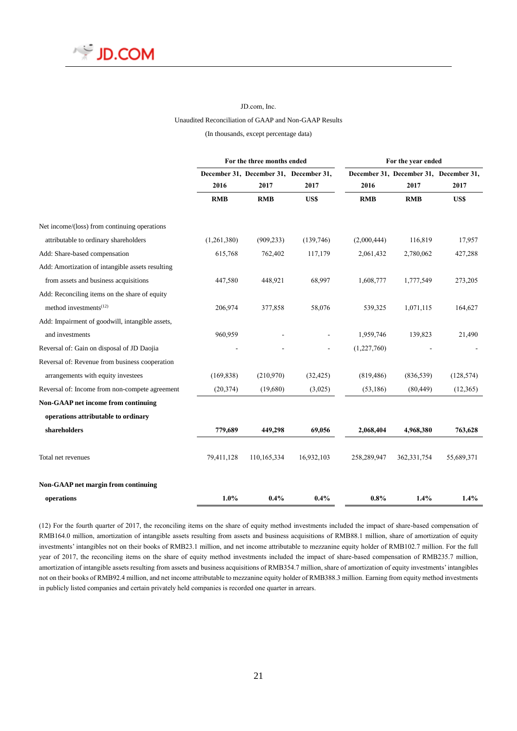JD.com, Inc.

Unaudited Reconciliation of GAAP and Non-GAAP Results

(In thousands, except percentage data)

| | For the three months ended | | | For the year ended | | |
|---|---|---|---|---|---|---|
| | December 31, 2016 | December 31, 2017 | December 31, 2017 | December 31, 2016 | December 31, 2017 | December 31, 2017 |
| | RMB | RMB | US$ | RMB | RMB | US$ |
| Net income/(loss) from continuing operations attributable to ordinary shareholders | (1,261,380) | (909,233) | (139,746) | (2,000,444) | 116,819 | 17,957 |
| Add: Share-based compensation | 615,768 | 762,402 | 117,179 | 2,061,432 | 2,780,062 | 427,288 |
| Add: Amortization of intangible assets resulting from assets and business acquisitions | 447,580 | 448,921 | 68,997 | 1,608,777 | 1,777,549 | 273,205 |
| Add: Reconciling items on the share of equity method investments[12] | 206,974 | 377,858 | 58,076 | 539,325 | 1,071,115 | 164,627 |
| Add: Impairment of goodwill, intangible assets, and investments | 960,959 | - | - | 1,959,746 | 139,823 | 21,490 |
| Reversal of: Gain on disposal of JD Daojia | - | - | - | (1,227,760) | - | - |
| Reversal of: Revenue from business cooperation arrangements with equity investees | (169,838) | (210,970) | (32,425) | (819,486) | (836,539) | (128,574) |
| Reversal of: Income from non-compete agreement | (20,374) | (19,680) | (3,025) | (53,186) | (80,449) | (12,365) |
| **Non-GAAP net income from continuing operations attributable to ordinary shareholders** | **779,689** | **449,298** | **69,056** | **2,068,404** | **4,968,380** | **763,628** |
| Total net revenues | 79,411,128 | 110,165,334 | 16,932,103 | 258,289,947 | 362,331,754 | 55,689,371 |
| **Non-GAAP net margin from continuing operations** | **1.0%** | **0.4%** | **0.4%** | **0.8%** | **1.4%** | **1.4%** |

(12) For the fourth quarter of 2017, the reconciling items on the share of equity method investments included the impact of share-based compensation of RMB164.0 million, amortization of intangible assets resulting from assets and business acquisitions of RMB88.1 million, share of amortization of equity investments' intangibles not on their books of RMB23.1 million, and net income attributable to mezzanine equity holder of RMB102.7 million. For the full year of 2017, the reconciling items on the share of equity method investments included the impact of share-based compensation of RMB235.7 million, amortization of intangible assets resulting from assets and business acquisitions of RMB354.7 million, share of amortization of equity investments' intangibles not on their books of RMB92.4 million, and net income attributable to mezzanine equity holder of RMB388.3 million. Earning from equity method investments in publicly listed companies and certain privately held companies is recorded one quarter in arrears.